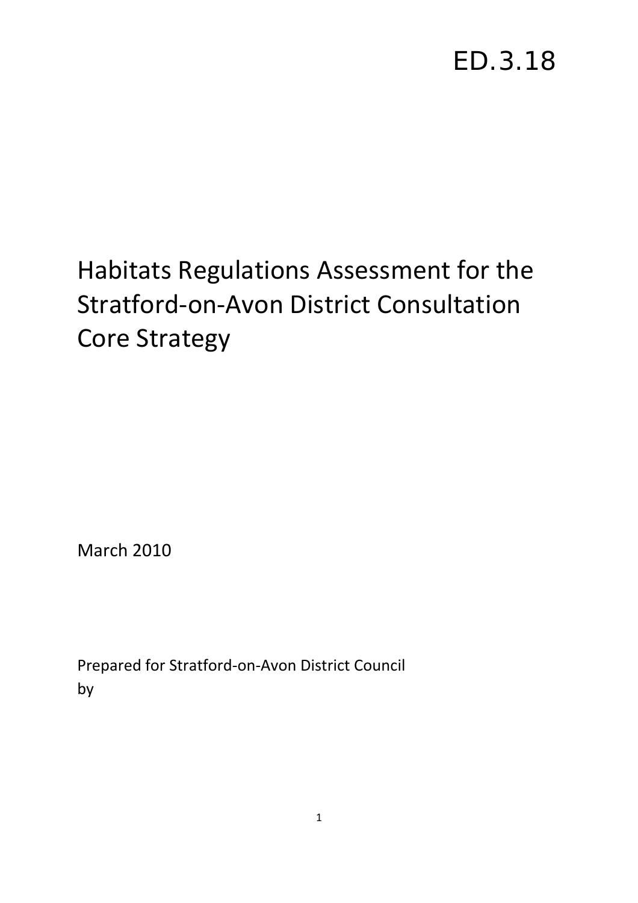ED.3.18

# Habitats Regulations Assessment for the Stratford-on-Avon District Consultation Core Strategy

March 2010

Prepared for Stratford-on-Avon District Council
by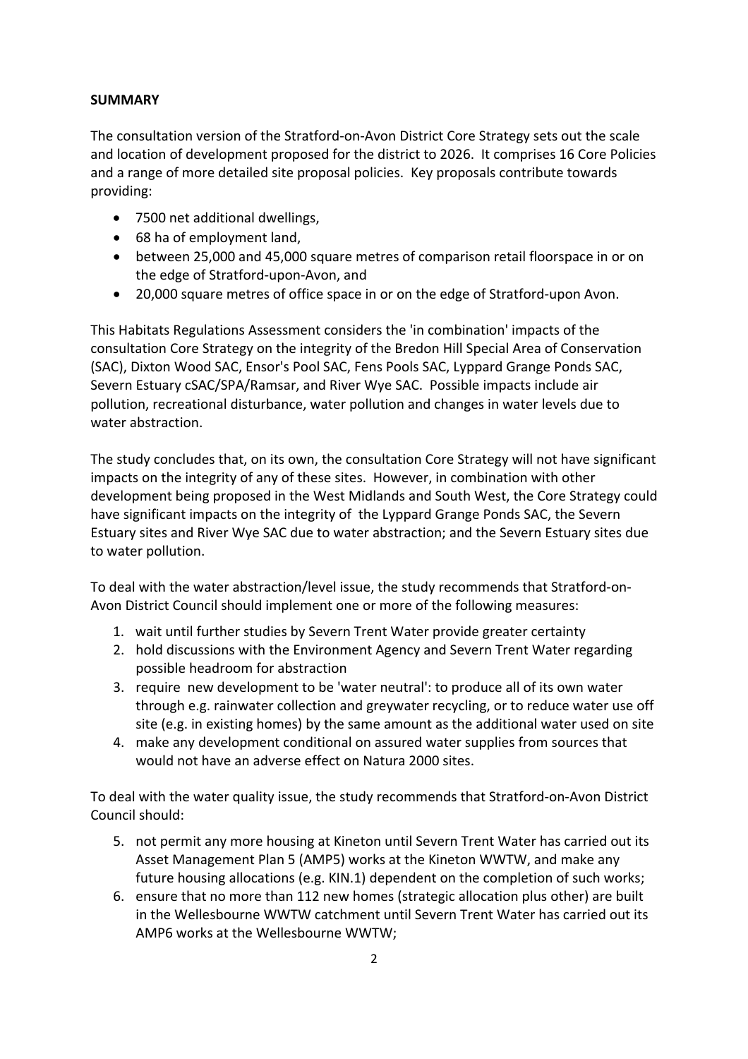**SUMMARY**

The consultation version of the Stratford-on-Avon District Core Strategy sets out the scale and location of development proposed for the district to 2026. It comprises 16 Core Policies and a range of more detailed site proposal policies. Key proposals contribute towards providing:

- 7500 net additional dwellings,
- 68 ha of employment land,
- between 25,000 and 45,000 square metres of comparison retail floorspace in or on the edge of Stratford-upon-Avon, and
- 20,000 square metres of office space in or on the edge of Stratford-upon Avon.

This Habitats Regulations Assessment considers the 'in combination' impacts of the consultation Core Strategy on the integrity of the Bredon Hill Special Area of Conservation (SAC), Dixton Wood SAC, Ensor's Pool SAC, Fens Pools SAC, Lyppard Grange Ponds SAC, Severn Estuary cSAC/SPA/Ramsar, and River Wye SAC. Possible impacts include air pollution, recreational disturbance, water pollution and changes in water levels due to water abstraction.

The study concludes that, on its own, the consultation Core Strategy will not have significant impacts on the integrity of any of these sites. However, in combination with other development being proposed in the West Midlands and South West, the Core Strategy could have significant impacts on the integrity of the Lyppard Grange Ponds SAC, the Severn Estuary sites and River Wye SAC due to water abstraction; and the Severn Estuary sites due to water pollution.

To deal with the water abstraction/level issue, the study recommends that Stratford-on-Avon District Council should implement one or more of the following measures:

1. wait until further studies by Severn Trent Water provide greater certainty
2. hold discussions with the Environment Agency and Severn Trent Water regarding possible headroom for abstraction
3. require new development to be 'water neutral': to produce all of its own water through e.g. rainwater collection and greywater recycling, or to reduce water use off site (e.g. in existing homes) by the same amount as the additional water used on site
4. make any development conditional on assured water supplies from sources that would not have an adverse effect on Natura 2000 sites.

To deal with the water quality issue, the study recommends that Stratford-on-Avon District Council should:

5. not permit any more housing at Kineton until Severn Trent Water has carried out its Asset Management Plan 5 (AMP5) works at the Kineton WWTW, and make any future housing allocations (e.g. KIN.1) dependent on the completion of such works;
6. ensure that no more than 112 new homes (strategic allocation plus other) are built in the Wellesbourne WWTW catchment until Severn Trent Water has carried out its AMP6 works at the Wellesbourne WWTW;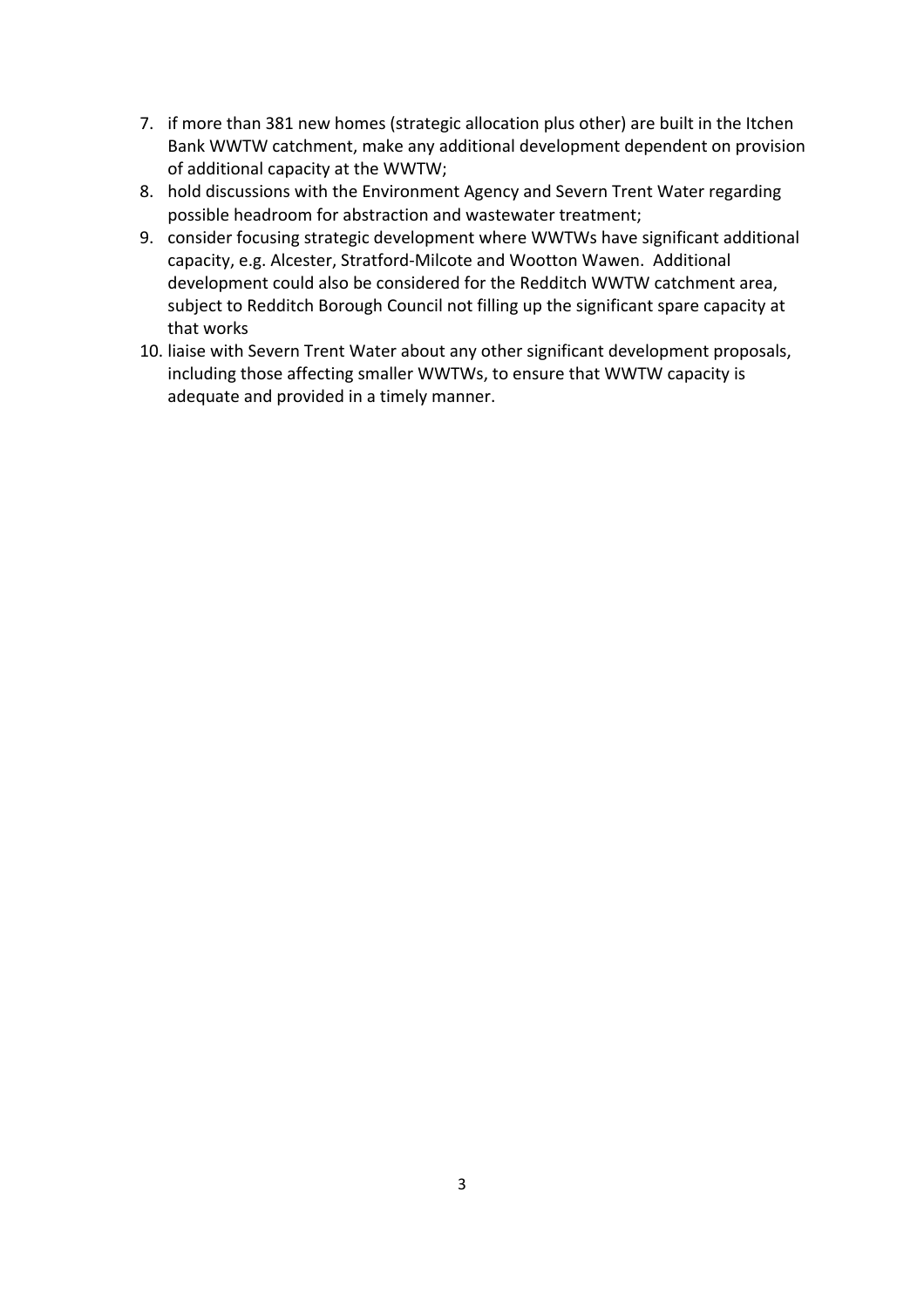7. if more than 381 new homes (strategic allocation plus other) are built in the Itchen Bank WWTW catchment, make any additional development dependent on provision of additional capacity at the WWTW;
8. hold discussions with the Environment Agency and Severn Trent Water regarding possible headroom for abstraction and wastewater treatment;
9. consider focusing strategic development where WWTWs have significant additional capacity, e.g. Alcester, Stratford-Milcote and Wootton Wawen. Additional development could also be considered for the Redditch WWTW catchment area, subject to Redditch Borough Council not filling up the significant spare capacity at that works
10. liaise with Severn Trent Water about any other significant development proposals, including those affecting smaller WWTWs, to ensure that WWTW capacity is adequate and provided in a timely manner.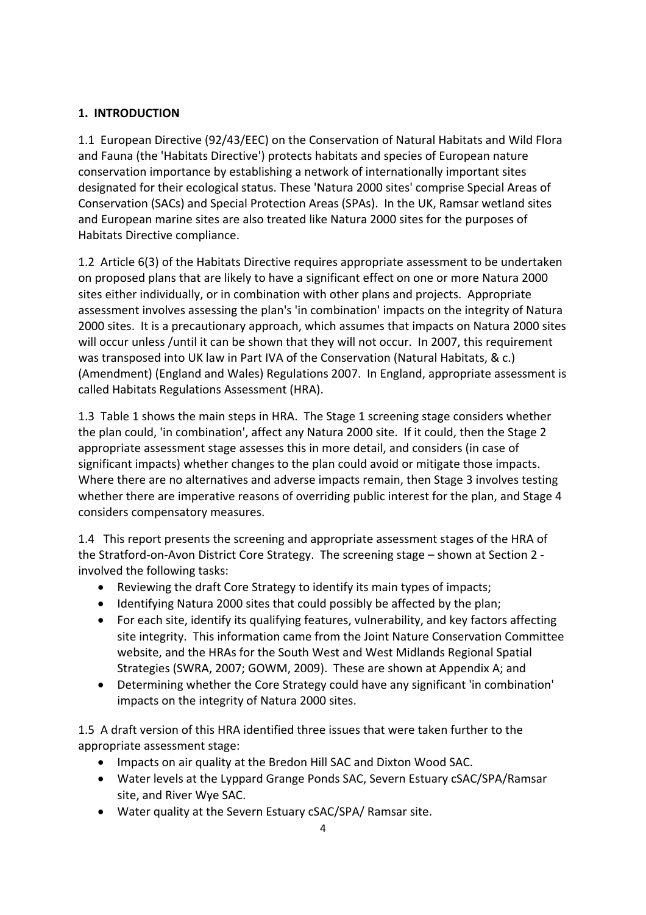**1. INTRODUCTION**

1.1 European Directive (92/43/EEC) on the Conservation of Natural Habitats and Wild Flora and Fauna (the 'Habitats Directive') protects habitats and species of European nature conservation importance by establishing a network of internationally important sites designated for their ecological status. These 'Natura 2000 sites' comprise Special Areas of Conservation (SACs) and Special Protection Areas (SPAs). In the UK, Ramsar wetland sites and European marine sites are also treated like Natura 2000 sites for the purposes of Habitats Directive compliance.

1.2 Article 6(3) of the Habitats Directive requires appropriate assessment to be undertaken on proposed plans that are likely to have a significant effect on one or more Natura 2000 sites either individually, or in combination with other plans and projects. Appropriate assessment involves assessing the plan's 'in combination' impacts on the integrity of Natura 2000 sites. It is a precautionary approach, which assumes that impacts on Natura 2000 sites will occur unless /until it can be shown that they will not occur. In 2007, this requirement was transposed into UK law in Part IVA of the Conservation (Natural Habitats, & c.) (Amendment) (England and Wales) Regulations 2007. In England, appropriate assessment is called Habitats Regulations Assessment (HRA).

1.3 Table 1 shows the main steps in HRA. The Stage 1 screening stage considers whether the plan could, 'in combination', affect any Natura 2000 site. If it could, then the Stage 2 appropriate assessment stage assesses this in more detail, and considers (in case of significant impacts) whether changes to the plan could avoid or mitigate those impacts. Where there are no alternatives and adverse impacts remain, then Stage 3 involves testing whether there are imperative reasons of overriding public interest for the plan, and Stage 4 considers compensatory measures.

1.4 This report presents the screening and appropriate assessment stages of the HRA of the Stratford-on-Avon District Core Strategy. The screening stage – shown at Section 2 - involved the following tasks:

- Reviewing the draft Core Strategy to identify its main types of impacts;
- Identifying Natura 2000 sites that could possibly be affected by the plan;
- For each site, identify its qualifying features, vulnerability, and key factors affecting site integrity. This information came from the Joint Nature Conservation Committee website, and the HRAs for the South West and West Midlands Regional Spatial Strategies (SWRA, 2007; GOWM, 2009). These are shown at Appendix A; and
- Determining whether the Core Strategy could have any significant 'in combination' impacts on the integrity of Natura 2000 sites.

1.5 A draft version of this HRA identified three issues that were taken further to the appropriate assessment stage:

- Impacts on air quality at the Bredon Hill SAC and Dixton Wood SAC.
- Water levels at the Lyppard Grange Ponds SAC, Severn Estuary cSAC/SPA/Ramsar site, and River Wye SAC.
- Water quality at the Severn Estuary cSAC/SPA/ Ramsar site.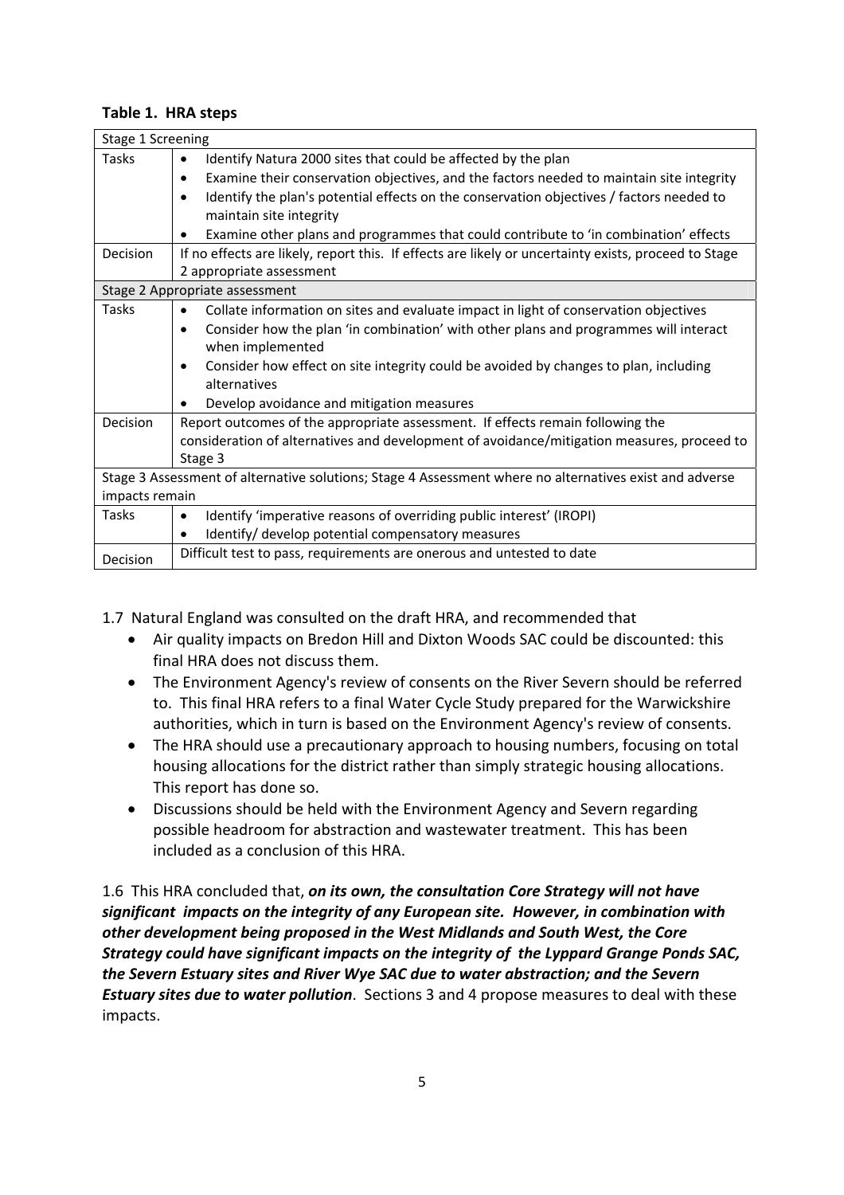**Table 1. HRA steps**

| Stage 1 Screening | |
|---|---|
| Tasks | • Identify Natura 2000 sites that could be affected by the plan<br>• Examine their conservation objectives, and the factors needed to maintain site integrity<br>• Identify the plan's potential effects on the conservation objectives / factors needed to maintain site integrity<br>• Examine other plans and programmes that could contribute to 'in combination' effects |
| Decision | If no effects are likely, report this. If effects are likely or uncertainty exists, proceed to Stage 2 appropriate assessment |
| Stage 2 Appropriate assessment | |
| Tasks | • Collate information on sites and evaluate impact in light of conservation objectives<br>• Consider how the plan 'in combination' with other plans and programmes will interact when implemented<br>• Consider how effect on site integrity could be avoided by changes to plan, including alternatives<br>• Develop avoidance and mitigation measures |
| Decision | Report outcomes of the appropriate assessment. If effects remain following the consideration of alternatives and development of avoidance/mitigation measures, proceed to Stage 3 |
| Stage 3 Assessment of alternative solutions; Stage 4 Assessment where no alternatives exist and adverse impacts remain | |
| Tasks | • Identify 'imperative reasons of overriding public interest' (IROPI)<br>• Identify/ develop potential compensatory measures |
| Decision | Difficult test to pass, requirements are onerous and untested to date |

1.7 Natural England was consulted on the draft HRA, and recommended that

- Air quality impacts on Bredon Hill and Dixton Woods SAC could be discounted: this final HRA does not discuss them.
- The Environment Agency's review of consents on the River Severn should be referred to. This final HRA refers to a final Water Cycle Study prepared for the Warwickshire authorities, which in turn is based on the Environment Agency's review of consents.
- The HRA should use a precautionary approach to housing numbers, focusing on total housing allocations for the district rather than simply strategic housing allocations. This report has done so.
- Discussions should be held with the Environment Agency and Severn regarding possible headroom for abstraction and wastewater treatment. This has been included as a conclusion of this HRA.

1.6 This HRA concluded that, ***on its own, the consultation Core Strategy will not have significant impacts on the integrity of any European site. However, in combination with other development being proposed in the West Midlands and South West, the Core Strategy could have significant impacts on the integrity of the Lyppard Grange Ponds SAC, the Severn Estuary sites and River Wye SAC due to water abstraction; and the Severn Estuary sites due to water pollution***. Sections 3 and 4 propose measures to deal with these impacts.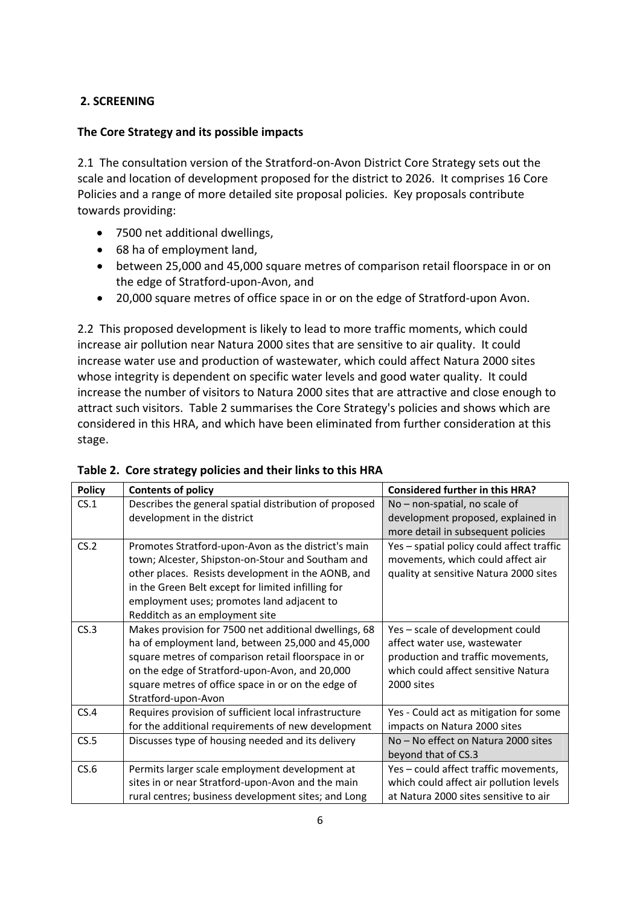## 2. SCREENING

### The Core Strategy and its possible impacts

2.1 The consultation version of the Stratford-on-Avon District Core Strategy sets out the scale and location of development proposed for the district to 2026. It comprises 16 Core Policies and a range of more detailed site proposal policies. Key proposals contribute towards providing:

- 7500 net additional dwellings,
- 68 ha of employment land,
- between 25,000 and 45,000 square metres of comparison retail floorspace in or on the edge of Stratford-upon-Avon, and
- 20,000 square metres of office space in or on the edge of Stratford-upon Avon.

2.2 This proposed development is likely to lead to more traffic moments, which could increase air pollution near Natura 2000 sites that are sensitive to air quality. It could increase water use and production of wastewater, which could affect Natura 2000 sites whose integrity is dependent on specific water levels and good water quality. It could increase the number of visitors to Natura 2000 sites that are attractive and close enough to attract such visitors. Table 2 summarises the Core Strategy's policies and shows which are considered in this HRA, and which have been eliminated from further consideration at this stage.

**Table 2. Core strategy policies and their links to this HRA**

| Policy | Contents of policy | Considered further in this HRA? |
|---|---|---|
| CS.1 | Describes the general spatial distribution of proposed development in the district | No – non-spatial, no scale of development proposed, explained in more detail in subsequent policies |
| CS.2 | Promotes Stratford-upon-Avon as the district's main town; Alcester, Shipston-on-Stour and Southam and other places. Resists development in the AONB, and in the Green Belt except for limited infilling for employment uses; promotes land adjacent to Redditch as an employment site | Yes – spatial policy could affect traffic movements, which could affect air quality at sensitive Natura 2000 sites |
| CS.3 | Makes provision for 7500 net additional dwellings, 68 ha of employment land, between 25,000 and 45,000 square metres of comparison retail floorspace in or on the edge of Stratford-upon-Avon, and 20,000 square metres of office space in or on the edge of Stratford-upon-Avon | Yes – scale of development could affect water use, wastewater production and traffic movements, which could affect sensitive Natura 2000 sites |
| CS.4 | Requires provision of sufficient local infrastructure for the additional requirements of new development | Yes - Could act as mitigation for some impacts on Natura 2000 sites |
| CS.5 | Discusses type of housing needed and its delivery | No – No effect on Natura 2000 sites beyond that of CS.3 |
| CS.6 | Permits larger scale employment development at sites in or near Stratford-upon-Avon and the main rural centres; business development sites; and Long | Yes – could affect traffic movements, which could affect air pollution levels at Natura 2000 sites sensitive to air |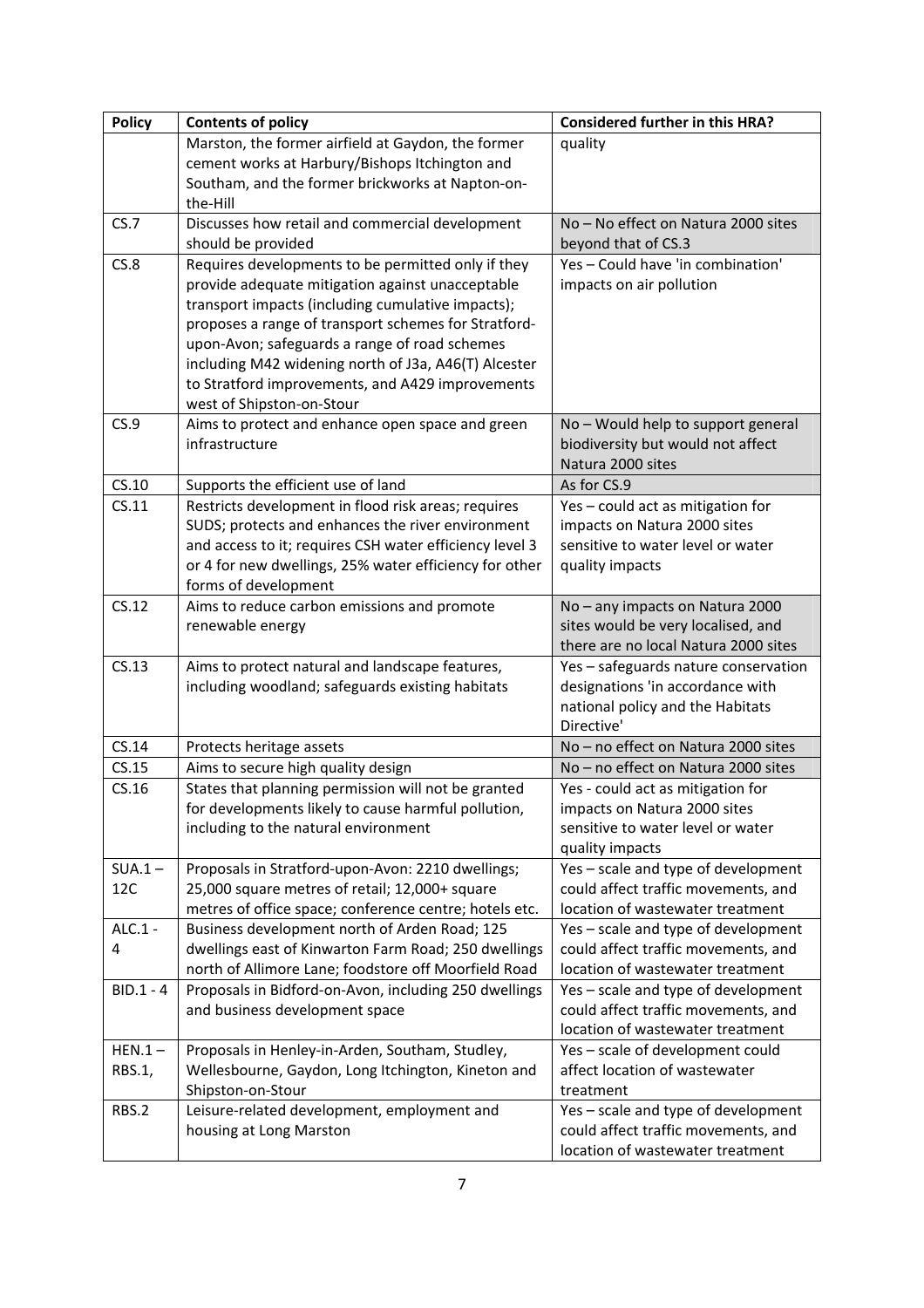| Policy | Contents of policy | Considered further in this HRA? |
|---|---|---|
| | Marston, the former airfield at Gaydon, the former cement works at Harbury/Bishops Itchington and Southam, and the former brickworks at Napton-on-the-Hill | quality |
| CS.7 | Discusses how retail and commercial development should be provided | No – No effect on Natura 2000 sites beyond that of CS.3 |
| CS.8 | Requires developments to be permitted only if they provide adequate mitigation against unacceptable transport impacts (including cumulative impacts); proposes a range of transport schemes for Stratford-upon-Avon; safeguards a range of road schemes including M42 widening north of J3a, A46(T) Alcester to Stratford improvements, and A429 improvements west of Shipston-on-Stour | Yes – Could have 'in combination' impacts on air pollution |
| CS.9 | Aims to protect and enhance open space and green infrastructure | No – Would help to support general biodiversity but would not affect Natura 2000 sites |
| CS.10 | Supports the efficient use of land | As for CS.9 |
| CS.11 | Restricts development in flood risk areas; requires SUDS; protects and enhances the river environment and access to it; requires CSH water efficiency level 3 or 4 for new dwellings, 25% water efficiency for other forms of development | Yes – could act as mitigation for impacts on Natura 2000 sites sensitive to water level or water quality impacts |
| CS.12 | Aims to reduce carbon emissions and promote renewable energy | No – any impacts on Natura 2000 sites would be very localised, and there are no local Natura 2000 sites |
| CS.13 | Aims to protect natural and landscape features, including woodland; safeguards existing habitats | Yes – safeguards nature conservation designations 'in accordance with national policy and the Habitats Directive' |
| CS.14 | Protects heritage assets | No – no effect on Natura 2000 sites |
| CS.15 | Aims to secure high quality design | No – no effect on Natura 2000 sites |
| CS.16 | States that planning permission will not be granted for developments likely to cause harmful pollution, including to the natural environment | Yes - could act as mitigation for impacts on Natura 2000 sites sensitive to water level or water quality impacts |
| SUA.1 – 12C | Proposals in Stratford-upon-Avon: 2210 dwellings; 25,000 square metres of retail; 12,000+ square metres of office space; conference centre; hotels etc. | Yes – scale and type of development could affect traffic movements, and location of wastewater treatment |
| ALC.1 - 4 | Business development north of Arden Road; 125 dwellings east of Kinwarton Farm Road; 250 dwellings north of Allimore Lane; foodstore off Moorfield Road | Yes – scale and type of development could affect traffic movements, and location of wastewater treatment |
| BID.1 - 4 | Proposals in Bidford-on-Avon, including 250 dwellings and business development space | Yes – scale and type of development could affect traffic movements, and location of wastewater treatment |
| HEN.1 – RBS.1, | Proposals in Henley-in-Arden, Southam, Studley, Wellesbourne, Gaydon, Long Itchington, Kineton and Shipston-on-Stour | Yes – scale of development could affect location of wastewater treatment |
| RBS.2 | Leisure-related development, employment and housing at Long Marston | Yes – scale and type of development could affect traffic movements, and location of wastewater treatment |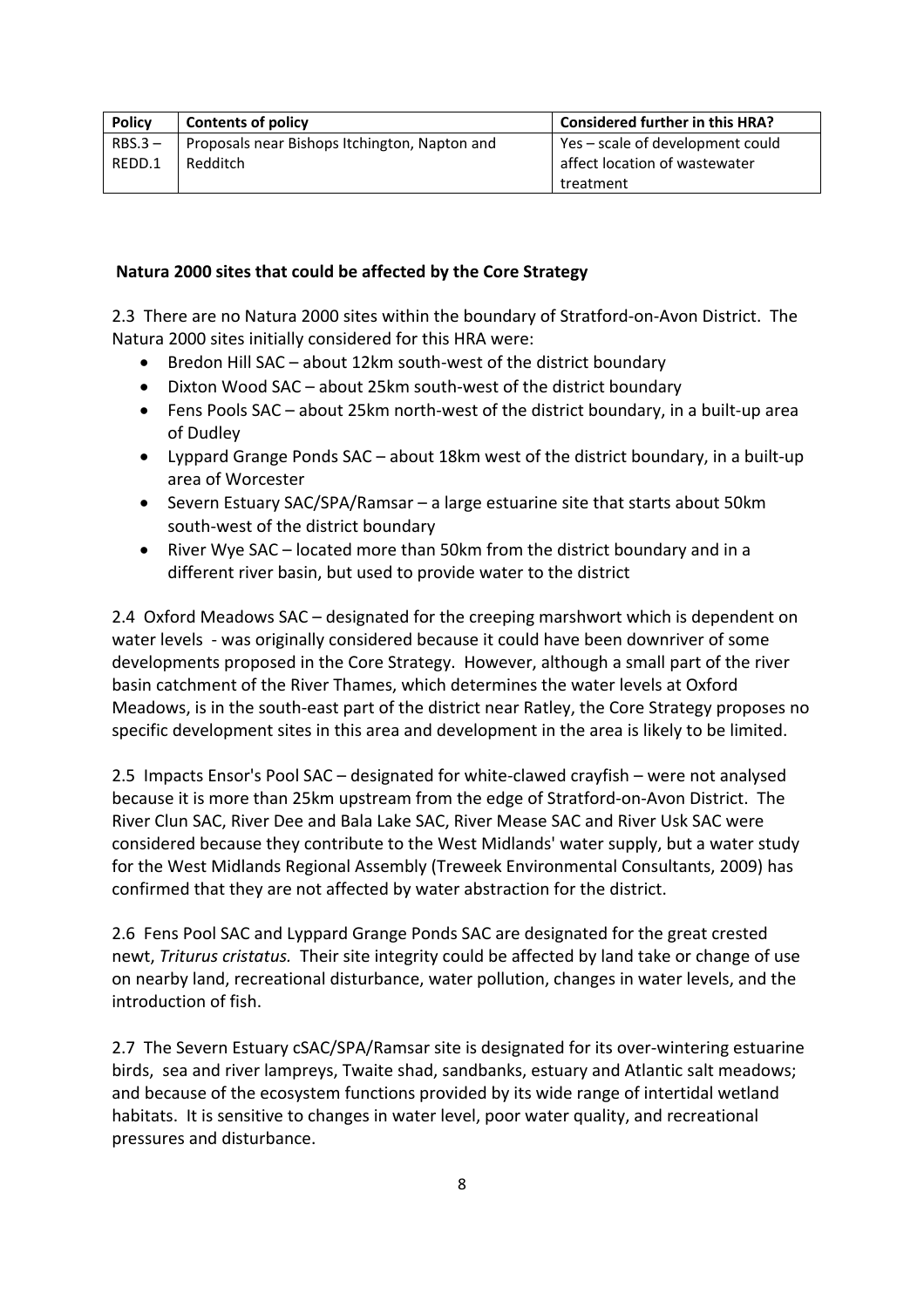| Policy | Contents of policy | Considered further in this HRA? |
|---|---|---|
| RBS.3 – REDD.1 | Proposals near Bishops Itchington, Napton and Redditch | Yes – scale of development could affect location of wastewater treatment |

**Natura 2000 sites that could be affected by the Core Strategy**

2.3 There are no Natura 2000 sites within the boundary of Stratford-on-Avon District. The Natura 2000 sites initially considered for this HRA were:

- Bredon Hill SAC – about 12km south-west of the district boundary
- Dixton Wood SAC – about 25km south-west of the district boundary
- Fens Pools SAC – about 25km north-west of the district boundary, in a built-up area of Dudley
- Lyppard Grange Ponds SAC – about 18km west of the district boundary, in a built-up area of Worcester
- Severn Estuary SAC/SPA/Ramsar – a large estuarine site that starts about 50km south-west of the district boundary
- River Wye SAC – located more than 50km from the district boundary and in a different river basin, but used to provide water to the district

2.4 Oxford Meadows SAC – designated for the creeping marshwort which is dependent on water levels - was originally considered because it could have been downriver of some developments proposed in the Core Strategy. However, although a small part of the river basin catchment of the River Thames, which determines the water levels at Oxford Meadows, is in the south-east part of the district near Ratley, the Core Strategy proposes no specific development sites in this area and development in the area is likely to be limited.

2.5 Impacts Ensor's Pool SAC – designated for white-clawed crayfish – were not analysed because it is more than 25km upstream from the edge of Stratford-on-Avon District. The River Clun SAC, River Dee and Bala Lake SAC, River Mease SAC and River Usk SAC were considered because they contribute to the West Midlands' water supply, but a water study for the West Midlands Regional Assembly (Treweek Environmental Consultants, 2009) has confirmed that they are not affected by water abstraction for the district.

2.6 Fens Pool SAC and Lyppard Grange Ponds SAC are designated for the great crested newt, *Triturus cristatus.* Their site integrity could be affected by land take or change of use on nearby land, recreational disturbance, water pollution, changes in water levels, and the introduction of fish.

2.7 The Severn Estuary cSAC/SPA/Ramsar site is designated for its over-wintering estuarine birds, sea and river lampreys, Twaite shad, sandbanks, estuary and Atlantic salt meadows; and because of the ecosystem functions provided by its wide range of intertidal wetland habitats. It is sensitive to changes in water level, poor water quality, and recreational pressures and disturbance.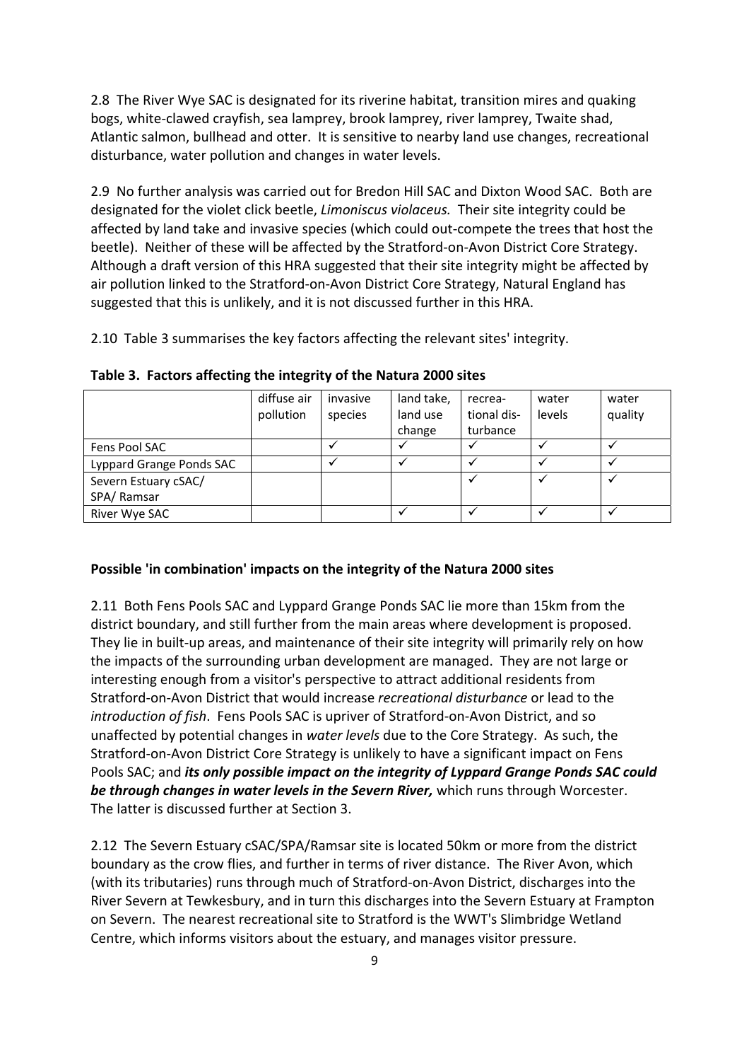2.8 The River Wye SAC is designated for its riverine habitat, transition mires and quaking bogs, white-clawed crayfish, sea lamprey, brook lamprey, river lamprey, Twaite shad, Atlantic salmon, bullhead and otter. It is sensitive to nearby land use changes, recreational disturbance, water pollution and changes in water levels.

2.9 No further analysis was carried out for Bredon Hill SAC and Dixton Wood SAC. Both are designated for the violet click beetle, *Limoniscus violaceus.* Their site integrity could be affected by land take and invasive species (which could out-compete the trees that host the beetle). Neither of these will be affected by the Stratford-on-Avon District Core Strategy. Although a draft version of this HRA suggested that their site integrity might be affected by air pollution linked to the Stratford-on-Avon District Core Strategy, Natural England has suggested that this is unlikely, and it is not discussed further in this HRA.

2.10 Table 3 summarises the key factors affecting the relevant sites' integrity.

**Table 3. Factors affecting the integrity of the Natura 2000 sites**

| | diffuse air pollution | invasive species | land take, land use change | recrea-tional dis-turbance | water levels | water quality |
|---|---|---|---|---|---|---|
| Fens Pool SAC | | ✓ | ✓ | ✓ | ✓ | ✓ |
| Lyppard Grange Ponds SAC | | ✓ | ✓ | ✓ | ✓ | ✓ |
| Severn Estuary cSAC/ SPA/ Ramsar | | | | ✓ | ✓ | ✓ |
| River Wye SAC | | | ✓ | ✓ | ✓ | ✓ |

**Possible 'in combination' impacts on the integrity of the Natura 2000 sites**

2.11 Both Fens Pools SAC and Lyppard Grange Ponds SAC lie more than 15km from the district boundary, and still further from the main areas where development is proposed. They lie in built-up areas, and maintenance of their site integrity will primarily rely on how the impacts of the surrounding urban development are managed. They are not large or interesting enough from a visitor's perspective to attract additional residents from Stratford-on-Avon District that would increase *recreational disturbance* or lead to the *introduction of fish*. Fens Pools SAC is upriver of Stratford-on-Avon District, and so unaffected by potential changes in *water levels* due to the Core Strategy. As such, the Stratford-on-Avon District Core Strategy is unlikely to have a significant impact on Fens Pools SAC; and ***its only possible impact on the integrity of Lyppard Grange Ponds SAC could be through changes in water levels in the Severn River,*** which runs through Worcester. The latter is discussed further at Section 3.

2.12 The Severn Estuary cSAC/SPA/Ramsar site is located 50km or more from the district boundary as the crow flies, and further in terms of river distance. The River Avon, which (with its tributaries) runs through much of Stratford-on-Avon District, discharges into the River Severn at Tewkesbury, and in turn this discharges into the Severn Estuary at Frampton on Severn. The nearest recreational site to Stratford is the WWT's Slimbridge Wetland Centre, which informs visitors about the estuary, and manages visitor pressure.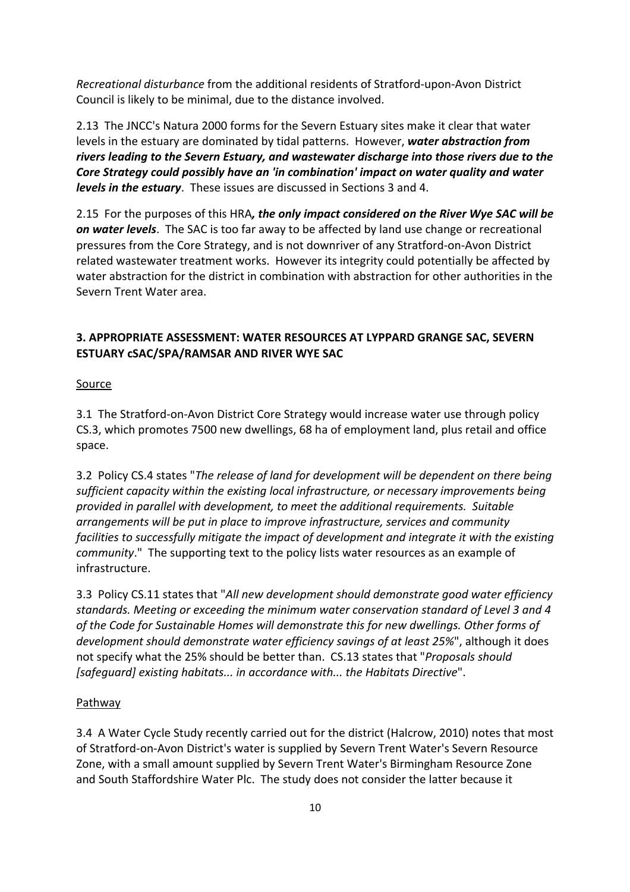*Recreational disturbance* from the additional residents of Stratford-upon-Avon District Council is likely to be minimal, due to the distance involved.

2.13 The JNCC's Natura 2000 forms for the Severn Estuary sites make it clear that water levels in the estuary are dominated by tidal patterns. However, ***water abstraction from rivers leading to the Severn Estuary, and wastewater discharge into those rivers due to the Core Strategy could possibly have an 'in combination' impact on water quality and water levels in the estuary***. These issues are discussed in Sections 3 and 4.

2.15 For the purposes of this HRA***, the only impact considered on the River Wye SAC will be on water levels***. The SAC is too far away to be affected by land use change or recreational pressures from the Core Strategy, and is not downriver of any Stratford-on-Avon District related wastewater treatment works. However its integrity could potentially be affected by water abstraction for the district in combination with abstraction for other authorities in the Severn Trent Water area.

## 3. APPROPRIATE ASSESSMENT: WATER RESOURCES AT LYPPARD GRANGE SAC, SEVERN ESTUARY cSAC/SPA/RAMSAR AND RIVER WYE SAC

Source

3.1 The Stratford-on-Avon District Core Strategy would increase water use through policy CS.3, which promotes 7500 new dwellings, 68 ha of employment land, plus retail and office space.

3.2 Policy CS.4 states "*The release of land for development will be dependent on there being sufficient capacity within the existing local infrastructure, or necessary improvements being provided in parallel with development, to meet the additional requirements. Suitable arrangements will be put in place to improve infrastructure, services and community facilities to successfully mitigate the impact of development and integrate it with the existing community*." The supporting text to the policy lists water resources as an example of infrastructure.

3.3 Policy CS.11 states that "*All new development should demonstrate good water efficiency standards. Meeting or exceeding the minimum water conservation standard of Level 3 and 4 of the Code for Sustainable Homes will demonstrate this for new dwellings. Other forms of development should demonstrate water efficiency savings of at least 25%*", although it does not specify what the 25% should be better than. CS.13 states that "*Proposals should [safeguard] existing habitats... in accordance with... the Habitats Directive*".

Pathway

3.4 A Water Cycle Study recently carried out for the district (Halcrow, 2010) notes that most of Stratford-on-Avon District's water is supplied by Severn Trent Water's Severn Resource Zone, with a small amount supplied by Severn Trent Water's Birmingham Resource Zone and South Staffordshire Water Plc. The study does not consider the latter because it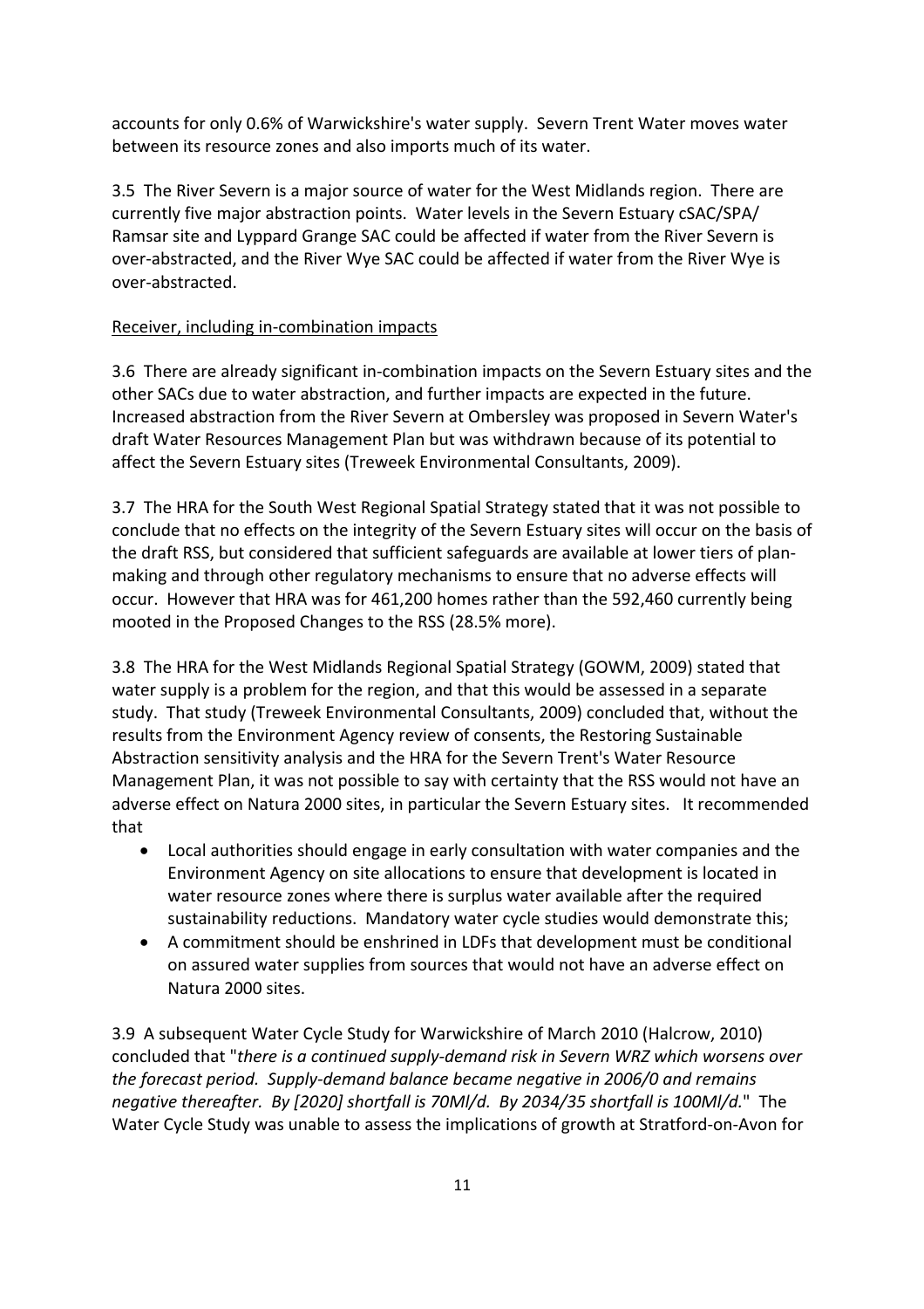accounts for only 0.6% of Warwickshire's water supply. Severn Trent Water moves water between its resource zones and also imports much of its water.

3.5 The River Severn is a major source of water for the West Midlands region. There are currently five major abstraction points. Water levels in the Severn Estuary cSAC/SPA/ Ramsar site and Lyppard Grange SAC could be affected if water from the River Severn is over-abstracted, and the River Wye SAC could be affected if water from the River Wye is over-abstracted.

Receiver, including in-combination impacts

3.6 There are already significant in-combination impacts on the Severn Estuary sites and the other SACs due to water abstraction, and further impacts are expected in the future. Increased abstraction from the River Severn at Ombersley was proposed in Severn Water's draft Water Resources Management Plan but was withdrawn because of its potential to affect the Severn Estuary sites (Treweek Environmental Consultants, 2009).

3.7 The HRA for the South West Regional Spatial Strategy stated that it was not possible to conclude that no effects on the integrity of the Severn Estuary sites will occur on the basis of the draft RSS, but considered that sufficient safeguards are available at lower tiers of plan-making and through other regulatory mechanisms to ensure that no adverse effects will occur. However that HRA was for 461,200 homes rather than the 592,460 currently being mooted in the Proposed Changes to the RSS (28.5% more).

3.8 The HRA for the West Midlands Regional Spatial Strategy (GOWM, 2009) stated that water supply is a problem for the region, and that this would be assessed in a separate study. That study (Treweek Environmental Consultants, 2009) concluded that, without the results from the Environment Agency review of consents, the Restoring Sustainable Abstraction sensitivity analysis and the HRA for the Severn Trent's Water Resource Management Plan, it was not possible to say with certainty that the RSS would not have an adverse effect on Natura 2000 sites, in particular the Severn Estuary sites. It recommended that

- Local authorities should engage in early consultation with water companies and the Environment Agency on site allocations to ensure that development is located in water resource zones where there is surplus water available after the required sustainability reductions. Mandatory water cycle studies would demonstrate this;
- A commitment should be enshrined in LDFs that development must be conditional on assured water supplies from sources that would not have an adverse effect on Natura 2000 sites.

3.9 A subsequent Water Cycle Study for Warwickshire of March 2010 (Halcrow, 2010) concluded that "*there is a continued supply-demand risk in Severn WRZ which worsens over the forecast period. Supply-demand balance became negative in 2006/0 and remains negative thereafter. By [2020] shortfall is 70Ml/d. By 2034/35 shortfall is 100Ml/d.*" The Water Cycle Study was unable to assess the implications of growth at Stratford-on-Avon for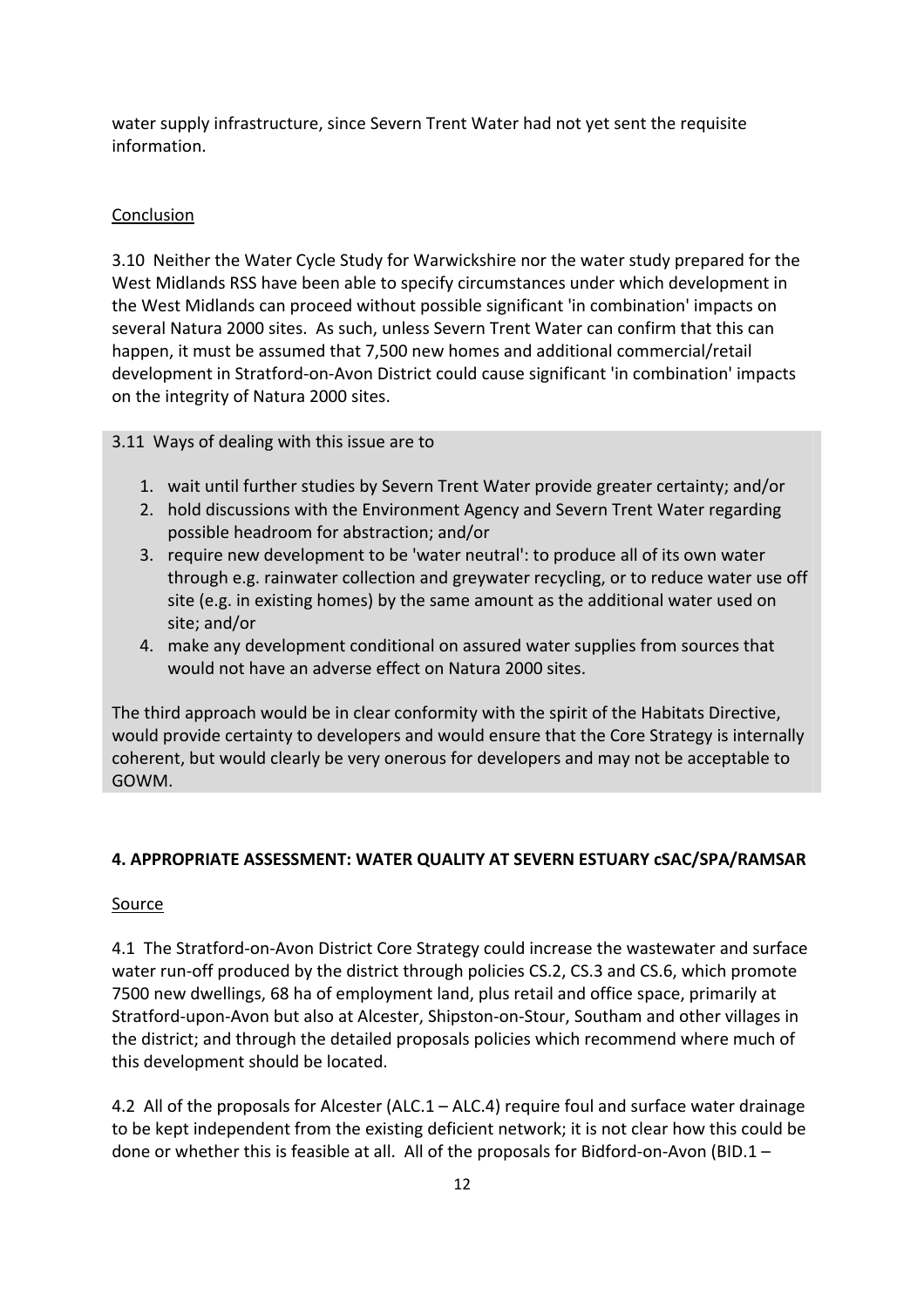water supply infrastructure, since Severn Trent Water had not yet sent the requisite information.

Conclusion

3.10 Neither the Water Cycle Study for Warwickshire nor the water study prepared for the West Midlands RSS have been able to specify circumstances under which development in the West Midlands can proceed without possible significant 'in combination' impacts on several Natura 2000 sites. As such, unless Severn Trent Water can confirm that this can happen, it must be assumed that 7,500 new homes and additional commercial/retail development in Stratford-on-Avon District could cause significant 'in combination' impacts on the integrity of Natura 2000 sites.

3.11 Ways of dealing with this issue are to

1. wait until further studies by Severn Trent Water provide greater certainty; and/or
2. hold discussions with the Environment Agency and Severn Trent Water regarding possible headroom for abstraction; and/or
3. require new development to be 'water neutral': to produce all of its own water through e.g. rainwater collection and greywater recycling, or to reduce water use off site (e.g. in existing homes) by the same amount as the additional water used on site; and/or
4. make any development conditional on assured water supplies from sources that would not have an adverse effect on Natura 2000 sites.

The third approach would be in clear conformity with the spirit of the Habitats Directive, would provide certainty to developers and would ensure that the Core Strategy is internally coherent, but would clearly be very onerous for developers and may not be acceptable to GOWM.

## 4. APPROPRIATE ASSESSMENT: WATER QUALITY AT SEVERN ESTUARY cSAC/SPA/RAMSAR

Source

4.1 The Stratford-on-Avon District Core Strategy could increase the wastewater and surface water run-off produced by the district through policies CS.2, CS.3 and CS.6, which promote 7500 new dwellings, 68 ha of employment land, plus retail and office space, primarily at Stratford-upon-Avon but also at Alcester, Shipston-on-Stour, Southam and other villages in the district; and through the detailed proposals policies which recommend where much of this development should be located.

4.2 All of the proposals for Alcester (ALC.1 – ALC.4) require foul and surface water drainage to be kept independent from the existing deficient network; it is not clear how this could be done or whether this is feasible at all. All of the proposals for Bidford-on-Avon (BID.1 –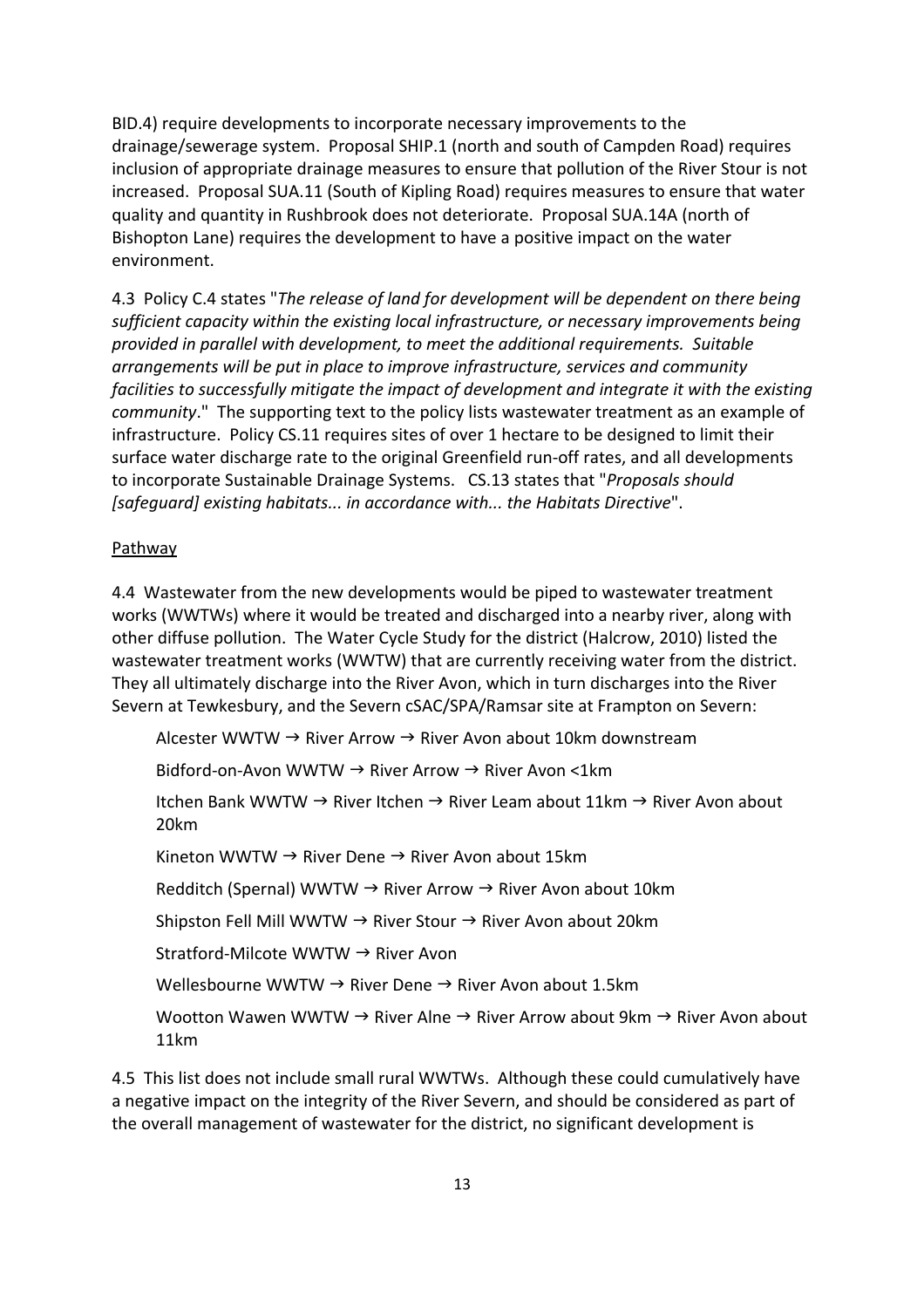BID.4) require developments to incorporate necessary improvements to the drainage/sewerage system. Proposal SHIP.1 (north and south of Campden Road) requires inclusion of appropriate drainage measures to ensure that pollution of the River Stour is not increased. Proposal SUA.11 (South of Kipling Road) requires measures to ensure that water quality and quantity in Rushbrook does not deteriorate. Proposal SUA.14A (north of Bishopton Lane) requires the development to have a positive impact on the water environment.

4.3 Policy C.4 states "*The release of land for development will be dependent on there being sufficient capacity within the existing local infrastructure, or necessary improvements being provided in parallel with development, to meet the additional requirements. Suitable arrangements will be put in place to improve infrastructure, services and community facilities to successfully mitigate the impact of development and integrate it with the existing community*." The supporting text to the policy lists wastewater treatment as an example of infrastructure. Policy CS.11 requires sites of over 1 hectare to be designed to limit their surface water discharge rate to the original Greenfield run-off rates, and all developments to incorporate Sustainable Drainage Systems. CS.13 states that "*Proposals should [safeguard] existing habitats... in accordance with... the Habitats Directive*".

<u>Pathway</u>

4.4 Wastewater from the new developments would be piped to wastewater treatment works (WWTWs) where it would be treated and discharged into a nearby river, along with other diffuse pollution. The Water Cycle Study for the district (Halcrow, 2010) listed the wastewater treatment works (WWTW) that are currently receiving water from the district. They all ultimately discharge into the River Avon, which in turn discharges into the River Severn at Tewkesbury, and the Severn cSAC/SPA/Ramsar site at Frampton on Severn:

Alcester WWTW → River Arrow → River Avon about 10km downstream

Bidford-on-Avon WWTW → River Arrow → River Avon <1km

Itchen Bank WWTW → River Itchen → River Leam about 11km → River Avon about 20km

Kineton WWTW → River Dene → River Avon about 15km

Redditch (Spernal) WWTW → River Arrow → River Avon about 10km

Shipston Fell Mill WWTW → River Stour → River Avon about 20km

Stratford-Milcote WWTW → River Avon

Wellesbourne WWTW → River Dene → River Avon about 1.5km

Wootton Wawen WWTW → River Alne → River Arrow about 9km → River Avon about 11km

4.5 This list does not include small rural WWTWs. Although these could cumulatively have a negative impact on the integrity of the River Severn, and should be considered as part of the overall management of wastewater for the district, no significant development is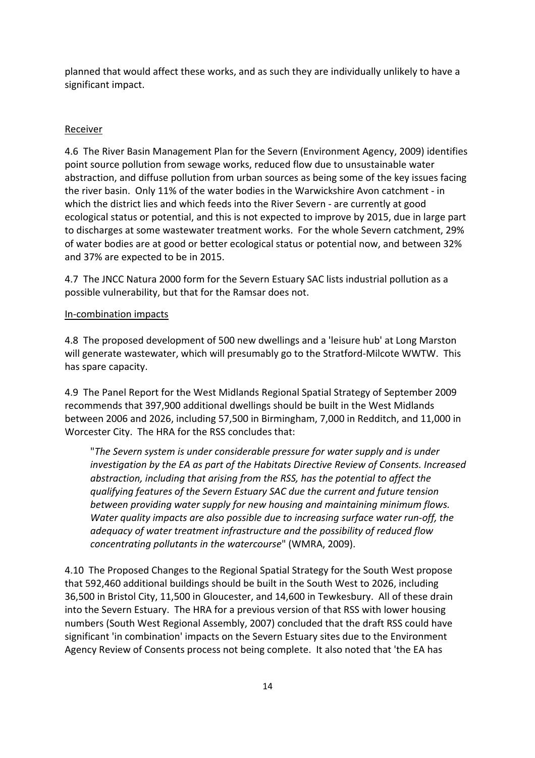planned that would affect these works, and as such they are individually unlikely to have a significant impact.

Receiver

4.6 The River Basin Management Plan for the Severn (Environment Agency, 2009) identifies point source pollution from sewage works, reduced flow due to unsustainable water abstraction, and diffuse pollution from urban sources as being some of the key issues facing the river basin. Only 11% of the water bodies in the Warwickshire Avon catchment - in which the district lies and which feeds into the River Severn - are currently at good ecological status or potential, and this is not expected to improve by 2015, due in large part to discharges at some wastewater treatment works. For the whole Severn catchment, 29% of water bodies are at good or better ecological status or potential now, and between 32% and 37% are expected to be in 2015.

4.7 The JNCC Natura 2000 form for the Severn Estuary SAC lists industrial pollution as a possible vulnerability, but that for the Ramsar does not.

In-combination impacts

4.8 The proposed development of 500 new dwellings and a 'leisure hub' at Long Marston will generate wastewater, which will presumably go to the Stratford-Milcote WWTW. This has spare capacity.

4.9 The Panel Report for the West Midlands Regional Spatial Strategy of September 2009 recommends that 397,900 additional dwellings should be built in the West Midlands between 2006 and 2026, including 57,500 in Birmingham, 7,000 in Redditch, and 11,000 in Worcester City. The HRA for the RSS concludes that:

> "*The Severn system is under considerable pressure for water supply and is under investigation by the EA as part of the Habitats Directive Review of Consents. Increased abstraction, including that arising from the RSS, has the potential to affect the qualifying features of the Severn Estuary SAC due the current and future tension between providing water supply for new housing and maintaining minimum flows. Water quality impacts are also possible due to increasing surface water run-off, the adequacy of water treatment infrastructure and the possibility of reduced flow concentrating pollutants in the watercourse*" (WMRA, 2009).

4.10 The Proposed Changes to the Regional Spatial Strategy for the South West propose that 592,460 additional buildings should be built in the South West to 2026, including 36,500 in Bristol City, 11,500 in Gloucester, and 14,600 in Tewkesbury. All of these drain into the Severn Estuary. The HRA for a previous version of that RSS with lower housing numbers (South West Regional Assembly, 2007) concluded that the draft RSS could have significant 'in combination' impacts on the Severn Estuary sites due to the Environment Agency Review of Consents process not being complete. It also noted that 'the EA has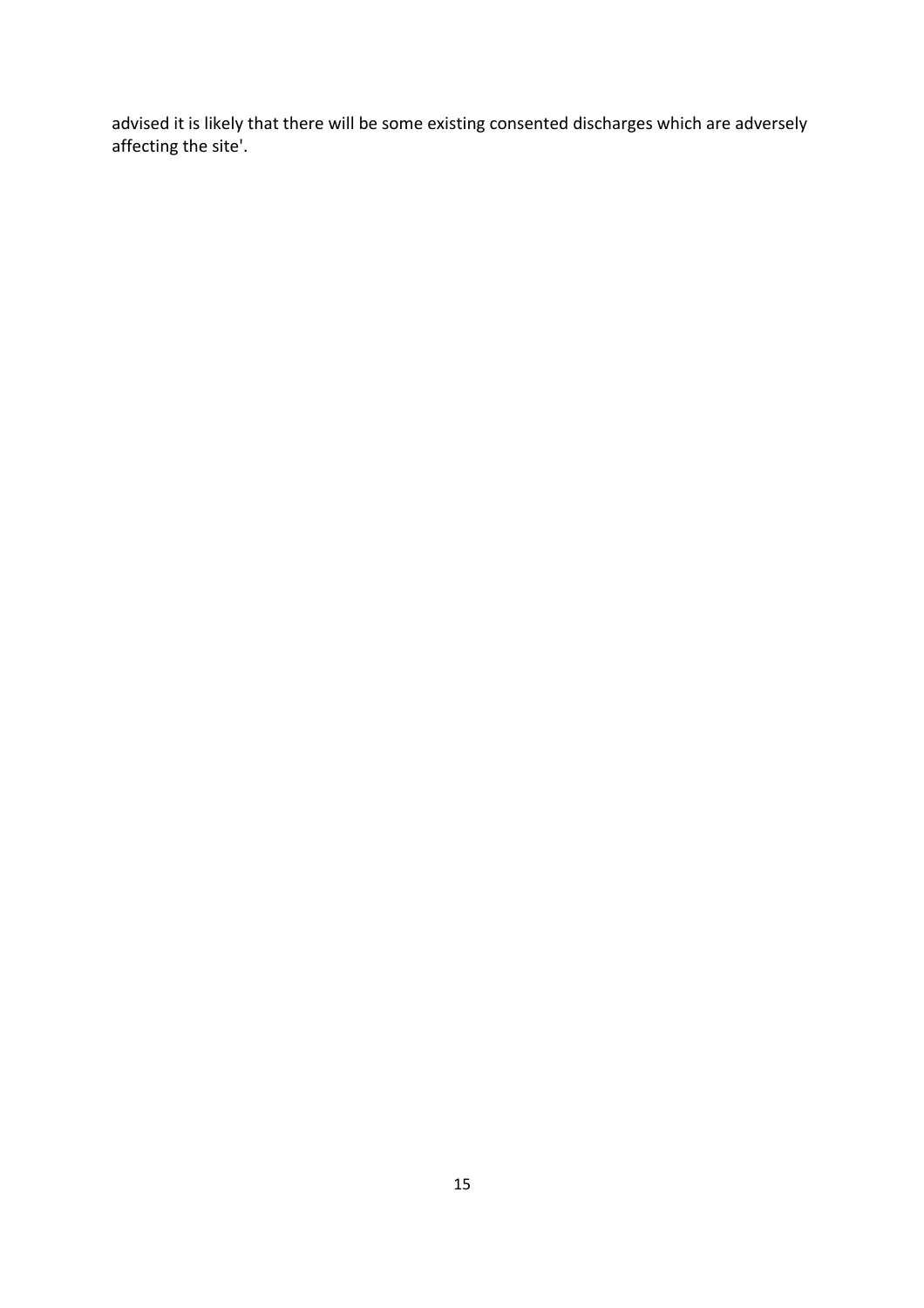advised it is likely that there will be some existing consented discharges which are adversely affecting the site'.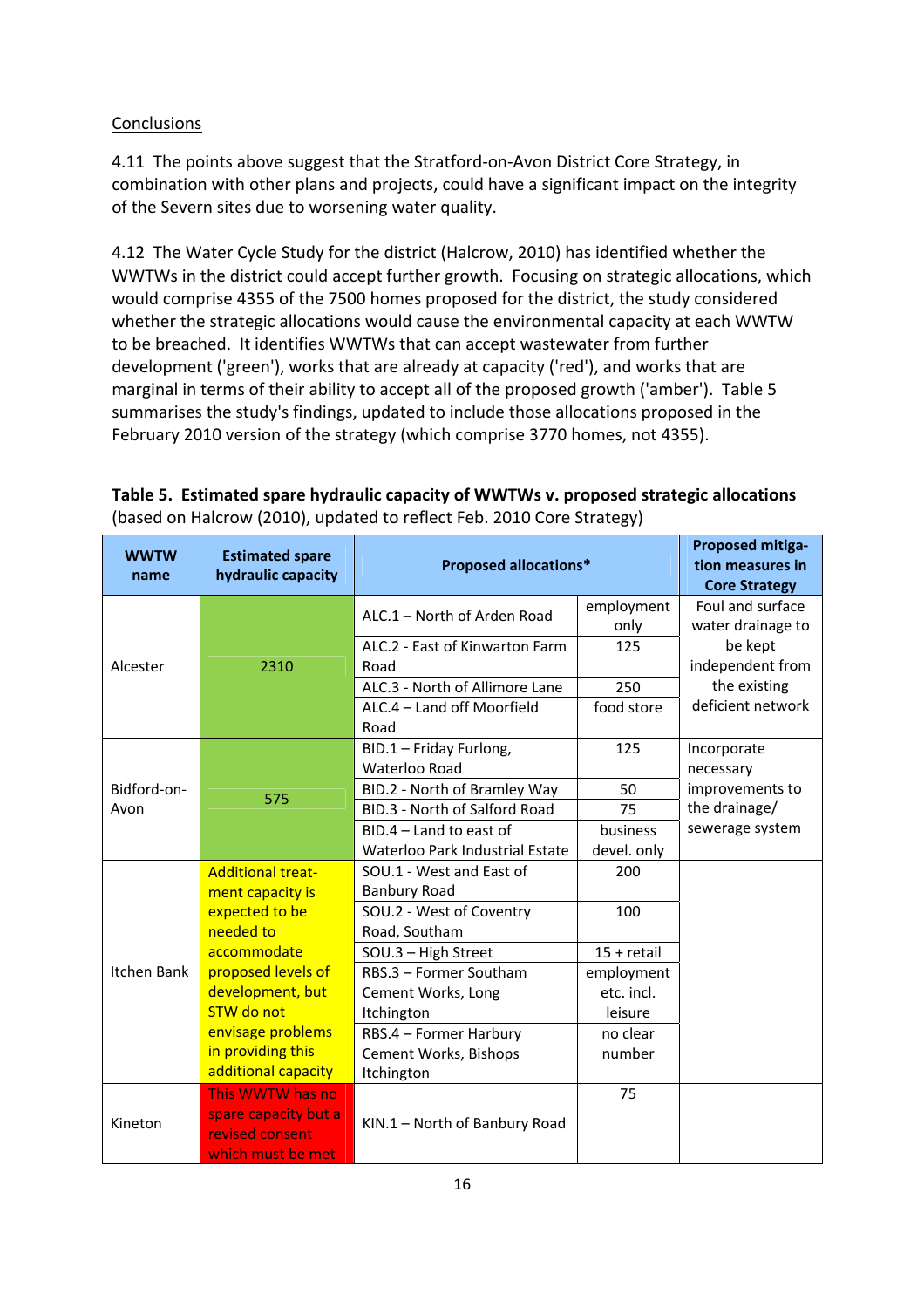Conclusions

4.11 The points above suggest that the Stratford-on-Avon District Core Strategy, in combination with other plans and projects, could have a significant impact on the integrity of the Severn sites due to worsening water quality.

4.12 The Water Cycle Study for the district (Halcrow, 2010) has identified whether the WWTWs in the district could accept further growth. Focusing on strategic allocations, which would comprise 4355 of the 7500 homes proposed for the district, the study considered whether the strategic allocations would cause the environmental capacity at each WWTW to be breached. It identifies WWTWs that can accept wastewater from further development ('green'), works that are already at capacity ('red'), and works that are marginal in terms of their ability to accept all of the proposed growth ('amber'). Table 5 summarises the study's findings, updated to include those allocations proposed in the February 2010 version of the strategy (which comprise 3770 homes, not 4355).

**Table 5. Estimated spare hydraulic capacity of WWTWs v. proposed strategic allocations** (based on Halcrow (2010), updated to reflect Feb. 2010 Core Strategy)

| WWTW name | Estimated spare hydraulic capacity | Proposed allocations* | | Proposed mitigation measures in Core Strategy |
|---|---|---|---|---|
| Alcester | 2310 | ALC.1 – North of Arden Road | employment only | Foul and surface water drainage to be kept independent from the existing deficient network |
| | | ALC.2 - East of Kinwarton Farm Road | 125 | |
| | | ALC.3 - North of Allimore Lane | 250 | |
| | | ALC.4 – Land off Moorfield Road | food store | |
| Bidford-on-Avon | 575 | BID.1 – Friday Furlong, Waterloo Road | 125 | Incorporate necessary improvements to the drainage/ sewerage system |
| | | BID.2 - North of Bramley Way | 50 | |
| | | BID.3 - North of Salford Road | 75 | |
| | | BID.4 – Land to east of Waterloo Park Industrial Estate | business devel. only | |
| Itchen Bank | Additional treatment capacity is expected to be needed to accommodate proposed levels of development, but STW do not envisage problems in providing this additional capacity | SOU.1 - West and East of Banbury Road | 200 | |
| | | SOU.2 - West of Coventry Road, Southam | 100 | |
| | | SOU.3 – High Street | 15 + retail | |
| | | RBS.3 – Former Southam Cement Works, Long Itchington | employment etc. incl. leisure | |
| | | RBS.4 – Former Harbury Cement Works, Bishops Itchington | no clear number | |
| Kineton | This WWTW has no spare capacity but a revised consent which must be met | KIN.1 – North of Banbury Road | 75 | |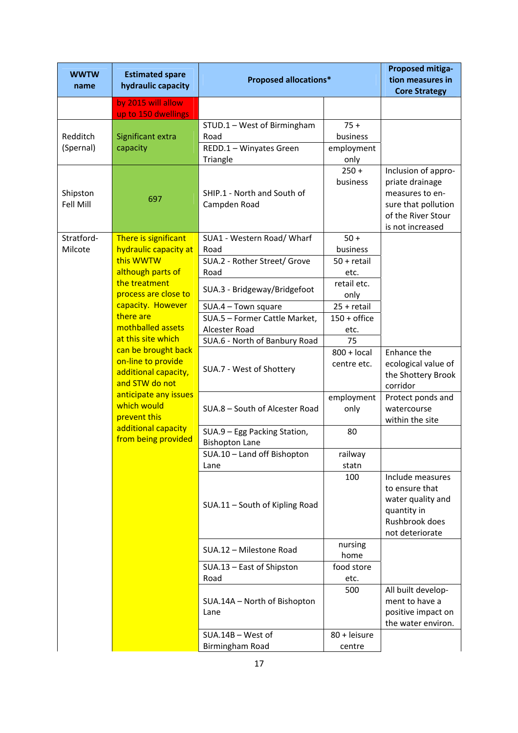| WWTW name | Estimated spare hydraulic capacity | Proposed allocations* | | Proposed mitigation measures in Core Strategy |
|---|---|---|---|---|
| | by 2015 will allow up to 150 dwellings | | | |
| Redditch (Spernal) | Significant extra capacity | STUD.1 – West of Birmingham Road | 75 + business | |
| | | REDD.1 – Winyates Green Triangle | employment only | |
| Shipston Fell Mill | 697 | SHIP.1 - North and South of Campden Road | 250 + business | Inclusion of appropriate drainage measures to ensure that pollution of the River Stour is not increased |
| Stratford-Milcote | There is significant hydraulic capacity at this WWTW although parts of the treatment process are close to capacity. However there are mothballed assets at this site which can be brought back on-line to provide additional capacity, and STW do not anticipate any issues which would prevent this additional capacity from being provided | SUA1 - Western Road/ Wharf Road | 50 + business | |
| | | SUA.2 - Rother Street/ Grove Road | 50 + retail etc. | |
| | | SUA.3 - Bridgeway/Bridgefoot | retail etc. only | |
| | | SUA.4 – Town square | 25 + retail | |
| | | SUA.5 – Former Cattle Market, Alcester Road | 150 + office etc. | |
| | | SUA.6 - North of Banbury Road | 75 | |
| | | SUA.7 - West of Shottery | 800 + local centre etc. | Enhance the ecological value of the Shottery Brook corridor |
| | | SUA.8 – South of Alcester Road | employment only | Protect ponds and watercourse within the site |
| | | SUA.9 – Egg Packing Station, Bishopton Lane | 80 | |
| | | SUA.10 – Land off Bishopton Lane | railway statn | |
| | | SUA.11 – South of Kipling Road | 100 | Include measures to ensure that water quality and quantity in Rushbrook does not deteriorate |
| | | SUA.12 – Milestone Road | nursing home | |
| | | SUA.13 – East of Shipston Road | food store etc. | |
| | | SUA.14A – North of Bishopton Lane | 500 | All built development to have a positive impact on the water environ. |
| | | SUA.14B – West of Birmingham Road | 80 + leisure centre | |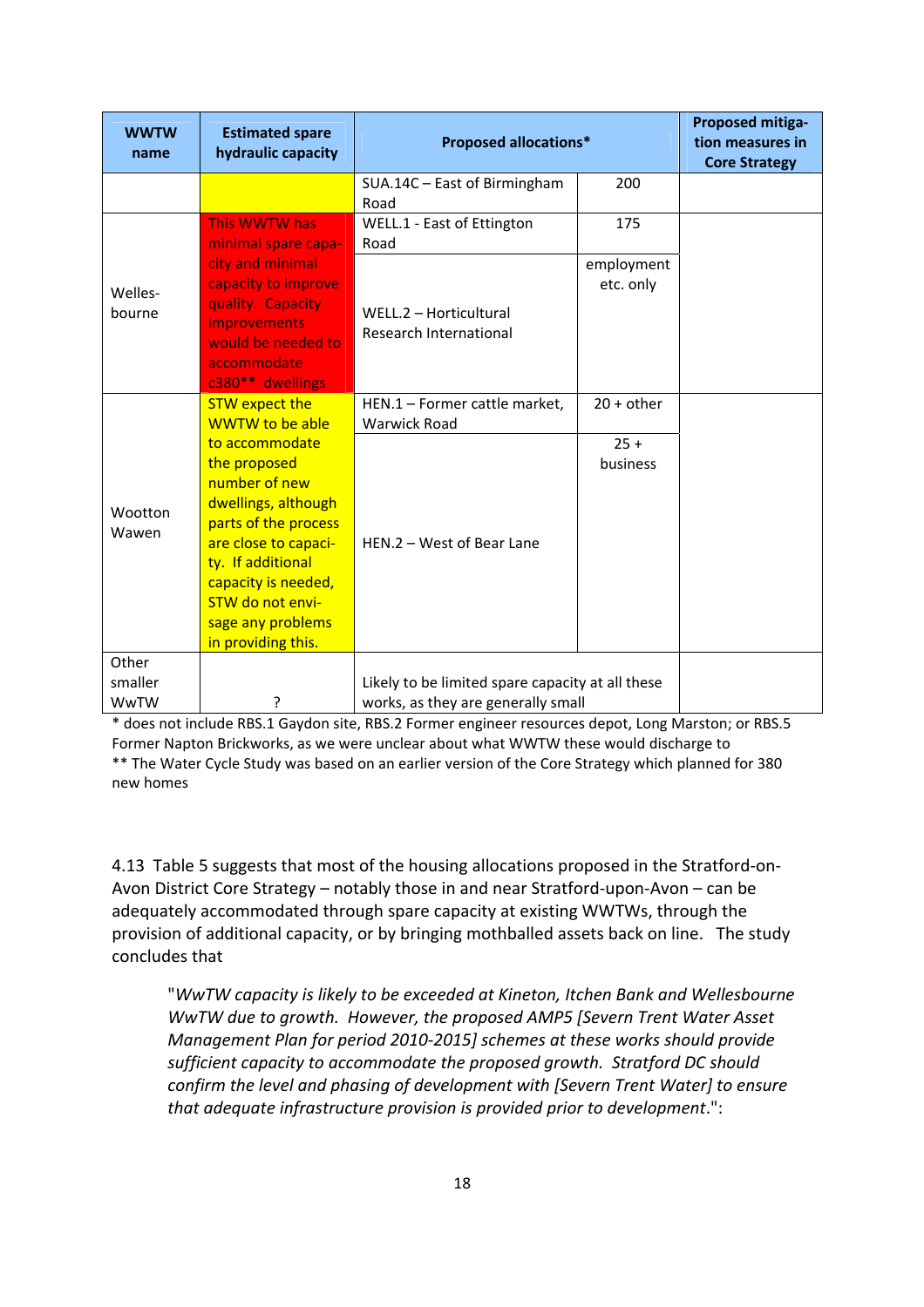| WWTW name | Estimated spare hydraulic capacity | Proposed allocations* | | Proposed mitigation measures in Core Strategy |
|---|---|---|---|---|
| | | SUA.14C – East of Birmingham Road | 200 | |
| Wellesbourne | This WWTW has minimal spare capacity and minimal capacity to improve quality. Capacity improvements would be needed to accommodate c380** dwellings | WELL.1 - East of Ettington Road | 175 | |
| | | WELL.2 – Horticultural Research International | employment etc. only | |
| Wootton Wawen | STW expect the WWTW to be able to accommodate the proposed number of new dwellings, although parts of the process are close to capacity. If additional capacity is needed, STW do not envisage any problems in providing this. | HEN.1 – Former cattle market, Warwick Road | 20 + other | |
| | | HEN.2 – West of Bear Lane | 25 + business | |
| Other smaller WwTW | ? | Likely to be limited spare capacity at all these works, as they are generally small | | |

\* does not include RBS.1 Gaydon site, RBS.2 Former engineer resources depot, Long Marston; or RBS.5 Former Napton Brickworks, as we were unclear about what WWTW these would discharge to

\*\* The Water Cycle Study was based on an earlier version of the Core Strategy which planned for 380 new homes

4.13 Table 5 suggests that most of the housing allocations proposed in the Stratford-on-Avon District Core Strategy – notably those in and near Stratford-upon-Avon – can be adequately accommodated through spare capacity at existing WWTWs, through the provision of additional capacity, or by bringing mothballed assets back on line. The study concludes that

> "*WwTW capacity is likely to be exceeded at Kineton, Itchen Bank and Wellesbourne WwTW due to growth. However, the proposed AMP5 [Severn Trent Water Asset Management Plan for period 2010-2015] schemes at these works should provide sufficient capacity to accommodate the proposed growth. Stratford DC should confirm the level and phasing of development with [Severn Trent Water] to ensure that adequate infrastructure provision is provided prior to development*.":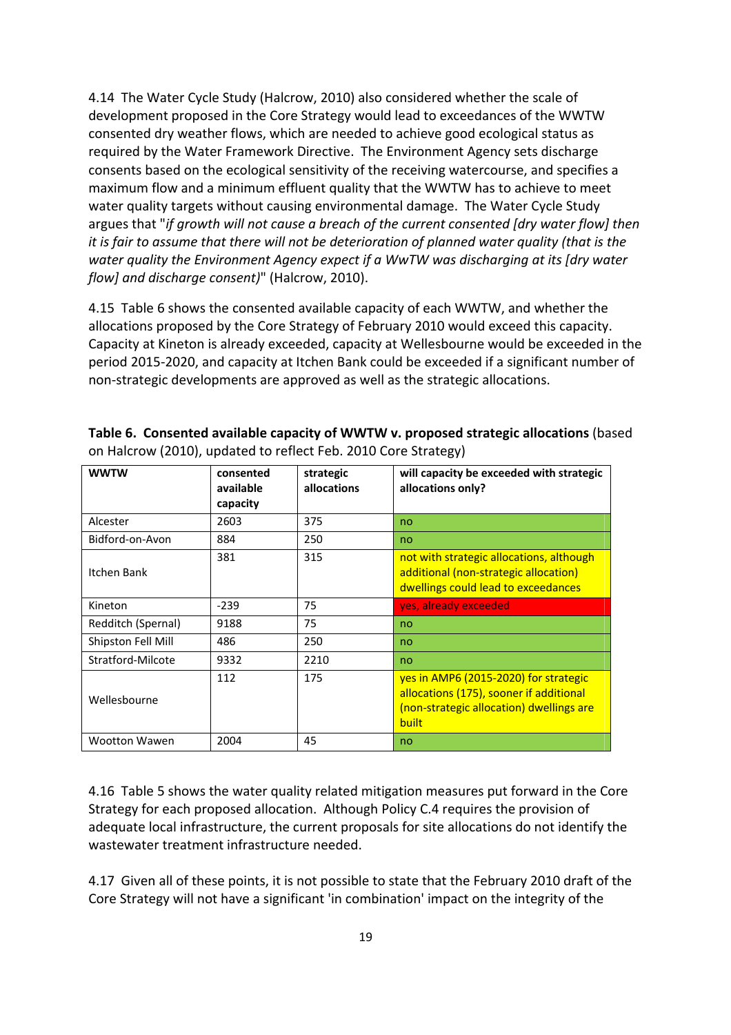4.14 The Water Cycle Study (Halcrow, 2010) also considered whether the scale of development proposed in the Core Strategy would lead to exceedances of the WWTW consented dry weather flows, which are needed to achieve good ecological status as required by the Water Framework Directive. The Environment Agency sets discharge consents based on the ecological sensitivity of the receiving watercourse, and specifies a maximum flow and a minimum effluent quality that the WWTW has to achieve to meet water quality targets without causing environmental damage. The Water Cycle Study argues that "*if growth will not cause a breach of the current consented [dry water flow] then it is fair to assume that there will not be deterioration of planned water quality (that is the water quality the Environment Agency expect if a WwTW was discharging at its [dry water flow] and discharge consent)*" (Halcrow, 2010).

4.15 Table 6 shows the consented available capacity of each WWTW, and whether the allocations proposed by the Core Strategy of February 2010 would exceed this capacity. Capacity at Kineton is already exceeded, capacity at Wellesbourne would be exceeded in the period 2015-2020, and capacity at Itchen Bank could be exceeded if a significant number of non-strategic developments are approved as well as the strategic allocations.

**Table 6. Consented available capacity of WWTW v. proposed strategic allocations** (based on Halcrow (2010), updated to reflect Feb. 2010 Core Strategy)

| WWTW | consented available capacity | strategic allocations | will capacity be exceeded with strategic allocations only? |
|---|---|---|---|
| Alcester | 2603 | 375 | no |
| Bidford-on-Avon | 884 | 250 | no |
| Itchen Bank | 381 | 315 | not with strategic allocations, although additional (non-strategic allocation) dwellings could lead to exceedances |
| Kineton | -239 | 75 | yes, already exceeded |
| Redditch (Spernal) | 9188 | 75 | no |
| Shipston Fell Mill | 486 | 250 | no |
| Stratford-Milcote | 9332 | 2210 | no |
| Wellesbourne | 112 | 175 | yes in AMP6 (2015-2020) for strategic allocations (175), sooner if additional (non-strategic allocation) dwellings are built |
| Wootton Wawen | 2004 | 45 | no |

4.16 Table 5 shows the water quality related mitigation measures put forward in the Core Strategy for each proposed allocation. Although Policy C.4 requires the provision of adequate local infrastructure, the current proposals for site allocations do not identify the wastewater treatment infrastructure needed.

4.17 Given all of these points, it is not possible to state that the February 2010 draft of the Core Strategy will not have a significant 'in combination' impact on the integrity of the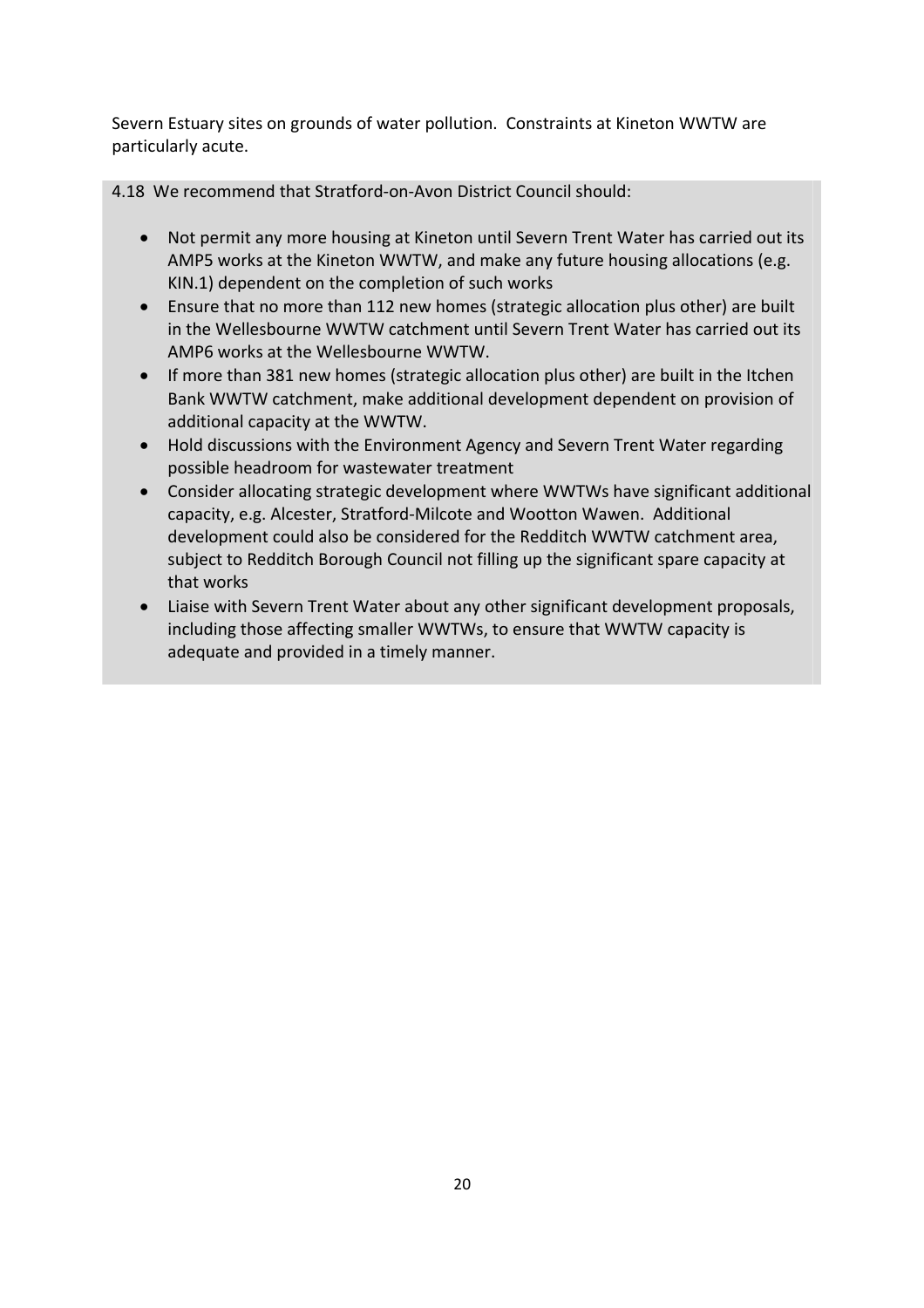Severn Estuary sites on grounds of water pollution. Constraints at Kineton WWTW are particularly acute.

4.18 We recommend that Stratford-on-Avon District Council should:

- Not permit any more housing at Kineton until Severn Trent Water has carried out its AMP5 works at the Kineton WWTW, and make any future housing allocations (e.g. KIN.1) dependent on the completion of such works
- Ensure that no more than 112 new homes (strategic allocation plus other) are built in the Wellesbourne WWTW catchment until Severn Trent Water has carried out its AMP6 works at the Wellesbourne WWTW.
- If more than 381 new homes (strategic allocation plus other) are built in the Itchen Bank WWTW catchment, make additional development dependent on provision of additional capacity at the WWTW.
- Hold discussions with the Environment Agency and Severn Trent Water regarding possible headroom for wastewater treatment
- Consider allocating strategic development where WWTWs have significant additional capacity, e.g. Alcester, Stratford-Milcote and Wootton Wawen. Additional development could also be considered for the Redditch WWTW catchment area, subject to Redditch Borough Council not filling up the significant spare capacity at that works
- Liaise with Severn Trent Water about any other significant development proposals, including those affecting smaller WWTWs, to ensure that WWTW capacity is adequate and provided in a timely manner.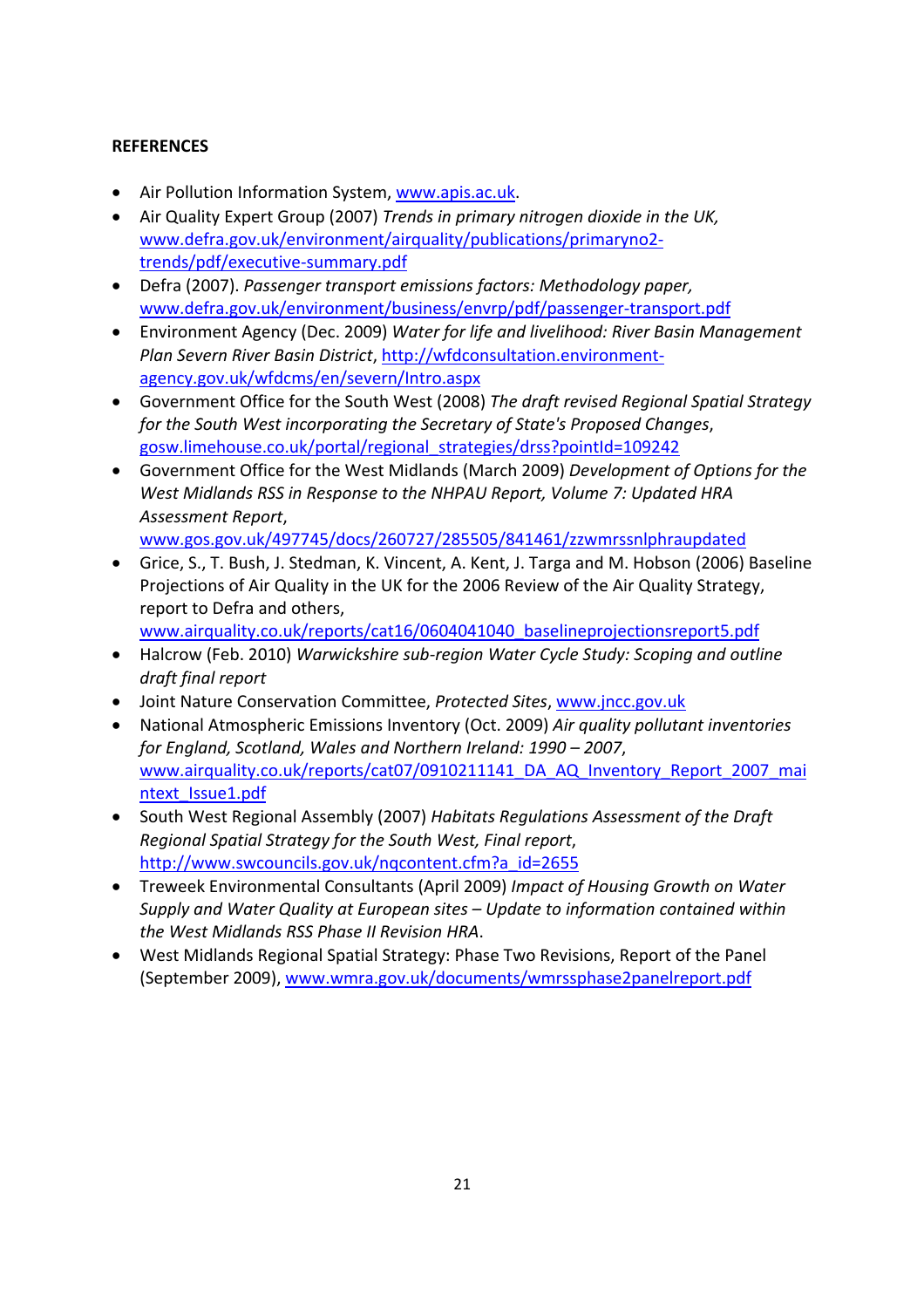**REFERENCES**

- Air Pollution Information System, www.apis.ac.uk.
- Air Quality Expert Group (2007) *Trends in primary nitrogen dioxide in the UK,* www.defra.gov.uk/environment/airquality/publications/primaryno2-trends/pdf/executive-summary.pdf
- Defra (2007). *Passenger transport emissions factors: Methodology paper,* www.defra.gov.uk/environment/business/envrp/pdf/passenger-transport.pdf
- Environment Agency (Dec. 2009) *Water for life and livelihood: River Basin Management Plan Severn River Basin District*, http://wfdconsultation.environment-agency.gov.uk/wfdcms/en/severn/Intro.aspx
- Government Office for the South West (2008) *The draft revised Regional Spatial Strategy for the South West incorporating the Secretary of State's Proposed Changes*, gosw.limehouse.co.uk/portal/regional_strategies/drss?pointId=109242
- Government Office for the West Midlands (March 2009) *Development of Options for the West Midlands RSS in Response to the NHPAU Report, Volume 7: Updated HRA Assessment Report*, www.gos.gov.uk/497745/docs/260727/285505/841461/zzwmrssnlphraupdated
- Grice, S., T. Bush, J. Stedman, K. Vincent, A. Kent, J. Targa and M. Hobson (2006) Baseline Projections of Air Quality in the UK for the 2006 Review of the Air Quality Strategy, report to Defra and others, www.airquality.co.uk/reports/cat16/0604041040_baselineprojectionsreport5.pdf
- Halcrow (Feb. 2010) *Warwickshire sub-region Water Cycle Study: Scoping and outline draft final report*
- Joint Nature Conservation Committee, *Protected Sites*, www.jncc.gov.uk
- National Atmospheric Emissions Inventory (Oct. 2009) *Air quality pollutant inventories for England, Scotland, Wales and Northern Ireland: 1990 – 2007*, www.airquality.co.uk/reports/cat07/0910211141_DA_AQ_Inventory_Report_2007_maintext_Issue1.pdf
- South West Regional Assembly (2007) *Habitats Regulations Assessment of the Draft Regional Spatial Strategy for the South West, Final report*, http://www.swcouncils.gov.uk/nqcontent.cfm?a_id=2655
- Treweek Environmental Consultants (April 2009) *Impact of Housing Growth on Water Supply and Water Quality at European sites – Update to information contained within the West Midlands RSS Phase II Revision HRA*.
- West Midlands Regional Spatial Strategy: Phase Two Revisions, Report of the Panel (September 2009), www.wmra.gov.uk/documents/wmrssphase2panelreport.pdf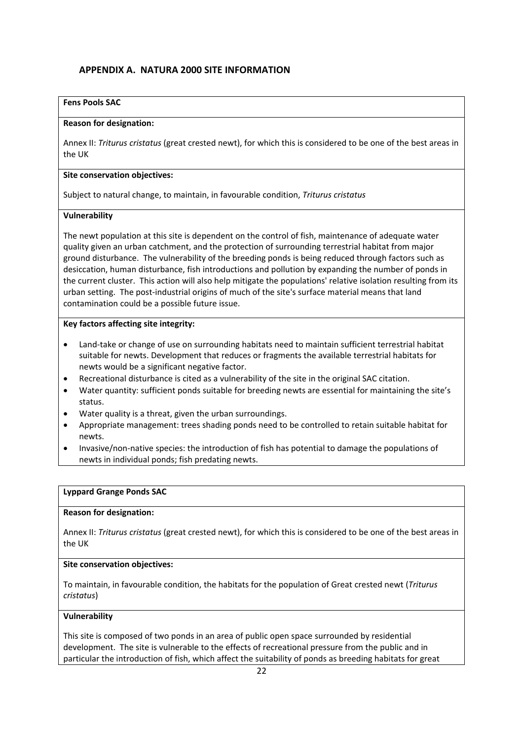## APPENDIX A. NATURA 2000 SITE INFORMATION

**Fens Pools SAC**

**Reason for designation:**

Annex II: *Triturus cristatus* (great crested newt), for which this is considered to be one of the best areas in the UK

**Site conservation objectives:**

Subject to natural change, to maintain, in favourable condition, *Triturus cristatus*

**Vulnerability**

The newt population at this site is dependent on the control of fish, maintenance of adequate water quality given an urban catchment, and the protection of surrounding terrestrial habitat from major ground disturbance. The vulnerability of the breeding ponds is being reduced through factors such as desiccation, human disturbance, fish introductions and pollution by expanding the number of ponds in the current cluster. This action will also help mitigate the populations' relative isolation resulting from its urban setting. The post-industrial origins of much of the site's surface material means that land contamination could be a possible future issue.

**Key factors affecting site integrity:**

- Land-take or change of use on surrounding habitats need to maintain sufficient terrestrial habitat suitable for newts. Development that reduces or fragments the available terrestrial habitats for newts would be a significant negative factor.
- Recreational disturbance is cited as a vulnerability of the site in the original SAC citation.
- Water quantity: sufficient ponds suitable for breeding newts are essential for maintaining the site's status.
- Water quality is a threat, given the urban surroundings.
- Appropriate management: trees shading ponds need to be controlled to retain suitable habitat for newts.
- Invasive/non-native species: the introduction of fish has potential to damage the populations of newts in individual ponds; fish predating newts.

**Lyppard Grange Ponds SAC**

**Reason for designation:**

Annex II: *Triturus cristatus* (great crested newt), for which this is considered to be one of the best areas in the UK

**Site conservation objectives:**

To maintain, in favourable condition, the habitats for the population of Great crested newt (*Triturus cristatus*)

**Vulnerability**

This site is composed of two ponds in an area of public open space surrounded by residential development. The site is vulnerable to the effects of recreational pressure from the public and in particular the introduction of fish, which affect the suitability of ponds as breeding habitats for great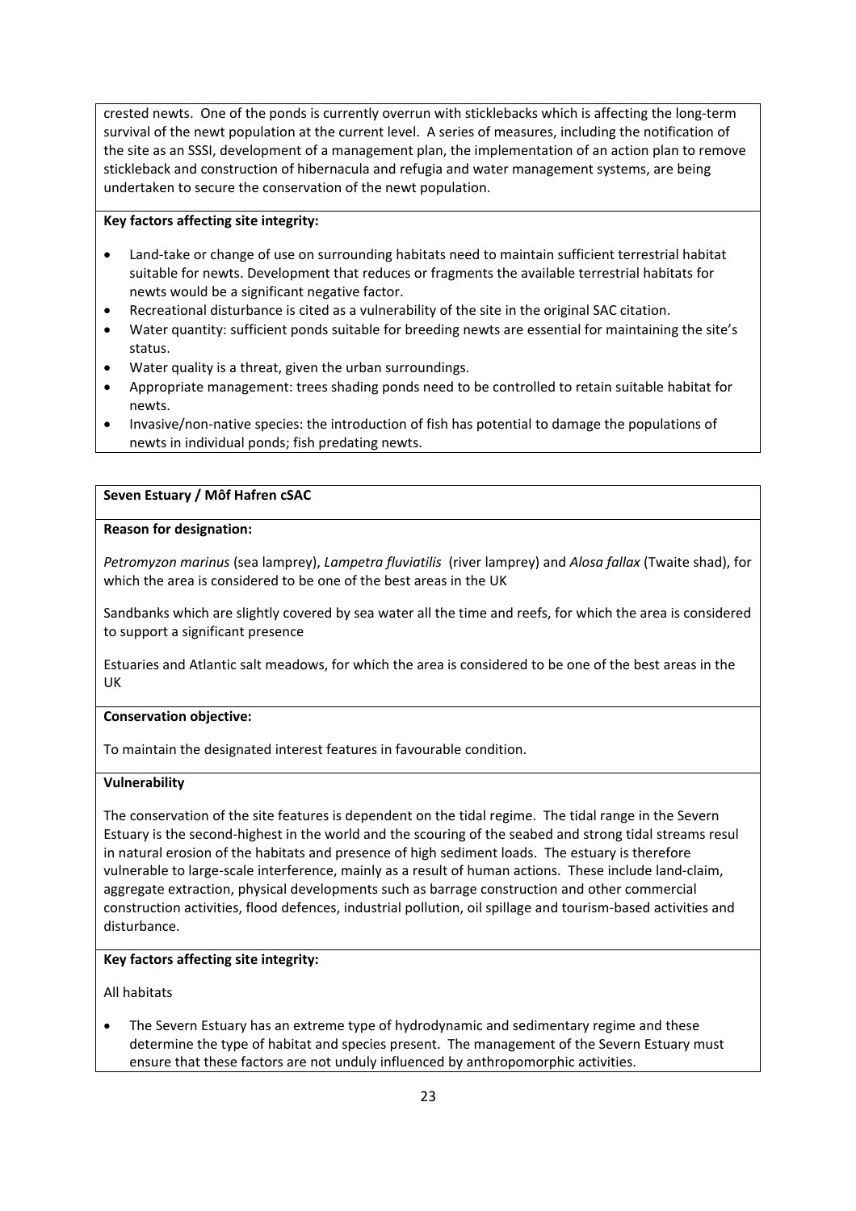crested newts. One of the ponds is currently overrun with sticklebacks which is affecting the long-term survival of the newt population at the current level. A series of measures, including the notification of the site as an SSSI, development of a management plan, the implementation of an action plan to remove stickleback and construction of hibernacula and refugia and water management systems, are being undertaken to secure the conservation of the newt population.

**Key factors affecting site integrity:**

- Land-take or change of use on surrounding habitats need to maintain sufficient terrestrial habitat suitable for newts. Development that reduces or fragments the available terrestrial habitats for newts would be a significant negative factor.
- Recreational disturbance is cited as a vulnerability of the site in the original SAC citation.
- Water quantity: sufficient ponds suitable for breeding newts are essential for maintaining the site's status.
- Water quality is a threat, given the urban surroundings.
- Appropriate management: trees shading ponds need to be controlled to retain suitable habitat for newts.
- Invasive/non-native species: the introduction of fish has potential to damage the populations of newts in individual ponds; fish predating newts.

**Seven Estuary / Môf Hafren cSAC**

**Reason for designation:**

*Petromyzon marinus* (sea lamprey), *Lampetra fluviatilis* (river lamprey) and *Alosa fallax* (Twaite shad), for which the area is considered to be one of the best areas in the UK

Sandbanks which are slightly covered by sea water all the time and reefs, for which the area is considered to support a significant presence

Estuaries and Atlantic salt meadows, for which the area is considered to be one of the best areas in the UK

**Conservation objective:**

To maintain the designated interest features in favourable condition.

**Vulnerability**

The conservation of the site features is dependent on the tidal regime. The tidal range in the Severn Estuary is the second-highest in the world and the scouring of the seabed and strong tidal streams resul in natural erosion of the habitats and presence of high sediment loads. The estuary is therefore vulnerable to large-scale interference, mainly as a result of human actions. These include land-claim, aggregate extraction, physical developments such as barrage construction and other commercial construction activities, flood defences, industrial pollution, oil spillage and tourism-based activities and disturbance.

**Key factors affecting site integrity:**

All habitats

- The Severn Estuary has an extreme type of hydrodynamic and sedimentary regime and these determine the type of habitat and species present. The management of the Severn Estuary must ensure that these factors are not unduly influenced by anthropomorphic activities.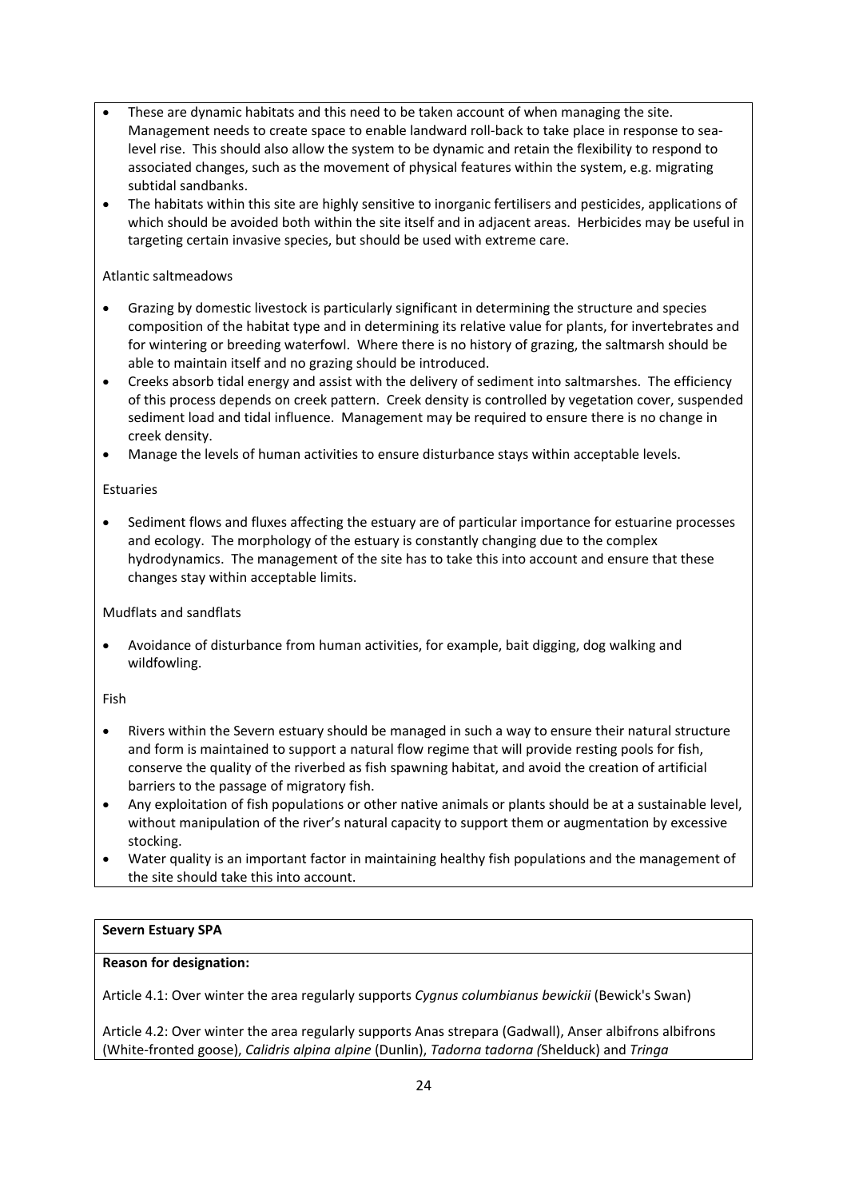- These are dynamic habitats and this need to be taken account of when managing the site. Management needs to create space to enable landward roll-back to take place in response to sea-level rise. This should also allow the system to be dynamic and retain the flexibility to respond to associated changes, such as the movement of physical features within the system, e.g. migrating subtidal sandbanks.
- The habitats within this site are highly sensitive to inorganic fertilisers and pesticides, applications of which should be avoided both within the site itself and in adjacent areas. Herbicides may be useful in targeting certain invasive species, but should be used with extreme care.

Atlantic saltmeadows

- Grazing by domestic livestock is particularly significant in determining the structure and species composition of the habitat type and in determining its relative value for plants, for invertebrates and for wintering or breeding waterfowl. Where there is no history of grazing, the saltmarsh should be able to maintain itself and no grazing should be introduced.
- Creeks absorb tidal energy and assist with the delivery of sediment into saltmarshes. The efficiency of this process depends on creek pattern. Creek density is controlled by vegetation cover, suspended sediment load and tidal influence. Management may be required to ensure there is no change in creek density.
- Manage the levels of human activities to ensure disturbance stays within acceptable levels.

Estuaries

- Sediment flows and fluxes affecting the estuary are of particular importance for estuarine processes and ecology. The morphology of the estuary is constantly changing due to the complex hydrodynamics. The management of the site has to take this into account and ensure that these changes stay within acceptable limits.

Mudflats and sandflats

- Avoidance of disturbance from human activities, for example, bait digging, dog walking and wildfowling.

Fish

- Rivers within the Severn estuary should be managed in such a way to ensure their natural structure and form is maintained to support a natural flow regime that will provide resting pools for fish, conserve the quality of the riverbed as fish spawning habitat, and avoid the creation of artificial barriers to the passage of migratory fish.
- Any exploitation of fish populations or other native animals or plants should be at a sustainable level, without manipulation of the river's natural capacity to support them or augmentation by excessive stocking.
- Water quality is an important factor in maintaining healthy fish populations and the management of the site should take this into account.

**Severn Estuary SPA**

**Reason for designation:**

Article 4.1: Over winter the area regularly supports *Cygnus columbianus bewickii* (Bewick's Swan)

Article 4.2: Over winter the area regularly supports Anas strepara (Gadwall), Anser albifrons albifrons (White-fronted goose), *Calidris alpina alpine* (Dunlin), *Tadorna tadorna (*Shelduck) and *Tringa*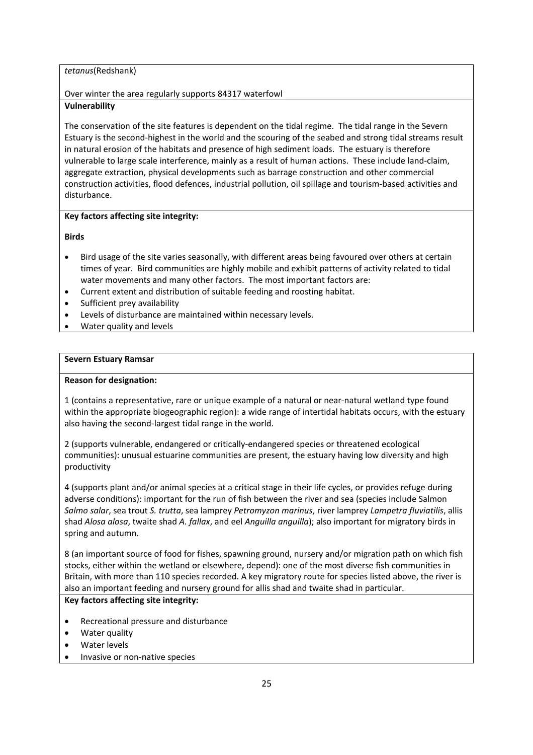*tetanus*(Redshank)

Over winter the area regularly supports 84317 waterfowl

**Vulnerability**

The conservation of the site features is dependent on the tidal regime. The tidal range in the Severn Estuary is the second-highest in the world and the scouring of the seabed and strong tidal streams result in natural erosion of the habitats and presence of high sediment loads. The estuary is therefore vulnerable to large scale interference, mainly as a result of human actions. These include land-claim, aggregate extraction, physical developments such as barrage construction and other commercial construction activities, flood defences, industrial pollution, oil spillage and tourism-based activities and disturbance.

**Key factors affecting site integrity:**

**Birds**

- Bird usage of the site varies seasonally, with different areas being favoured over others at certain times of year. Bird communities are highly mobile and exhibit patterns of activity related to tidal water movements and many other factors. The most important factors are:
- Current extent and distribution of suitable feeding and roosting habitat.
- Sufficient prey availability
- Levels of disturbance are maintained within necessary levels.
- Water quality and levels

**Severn Estuary Ramsar**

**Reason for designation:**

1 (contains a representative, rare or unique example of a natural or near-natural wetland type found within the appropriate biogeographic region): a wide range of intertidal habitats occurs, with the estuary also having the second-largest tidal range in the world.

2 (supports vulnerable, endangered or critically-endangered species or threatened ecological communities): unusual estuarine communities are present, the estuary having low diversity and high productivity

4 (supports plant and/or animal species at a critical stage in their life cycles, or provides refuge during adverse conditions): important for the run of fish between the river and sea (species include Salmon *Salmo salar*, sea trout *S. trutta*, sea lamprey *Petromyzon marinus*, river lamprey *Lampetra fluviatilis*, allis shad *Alosa alosa*, twaite shad *A. fallax*, and eel *Anguilla anguilla*); also important for migratory birds in spring and autumn.

8 (an important source of food for fishes, spawning ground, nursery and/or migration path on which fish stocks, either within the wetland or elsewhere, depend): one of the most diverse fish communities in Britain, with more than 110 species recorded. A key migratory route for species listed above, the river is also an important feeding and nursery ground for allis shad and twaite shad in particular.

**Key factors affecting site integrity:**

- Recreational pressure and disturbance
- Water quality
- Water levels
- Invasive or non-native species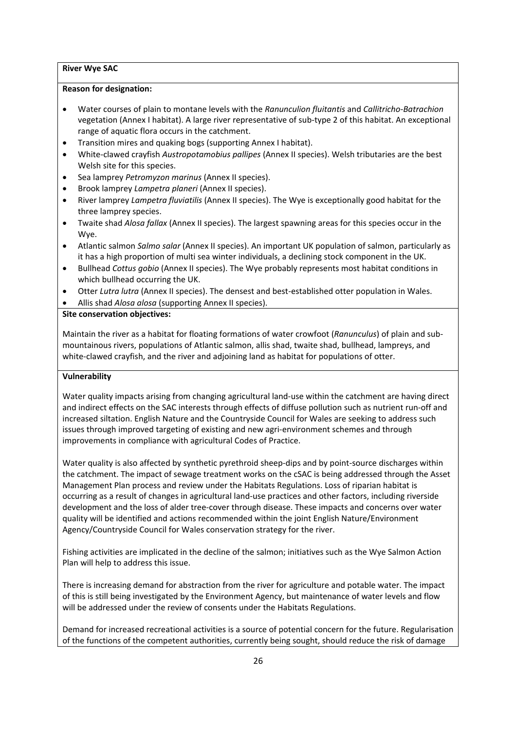**River Wye SAC**

**Reason for designation:**

- Water courses of plain to montane levels with the *Ranunculion fluitantis* and *Callitricho-Batrachion* vegetation (Annex I habitat). A large river representative of sub-type 2 of this habitat. An exceptional range of aquatic flora occurs in the catchment.
- Transition mires and quaking bogs (supporting Annex I habitat).
- White-clawed crayfish *Austropotamobius pallipes* (Annex II species). Welsh tributaries are the best Welsh site for this species.
- Sea lamprey *Petromyzon marinus* (Annex II species).
- Brook lamprey *Lampetra planeri* (Annex II species).
- River lamprey *Lampetra fluviatilis* (Annex II species). The Wye is exceptionally good habitat for the three lamprey species.
- Twaite shad *Alosa fallax* (Annex II species). The largest spawning areas for this species occur in the Wye.
- Atlantic salmon *Salmo salar* (Annex II species). An important UK population of salmon, particularly as it has a high proportion of multi sea winter individuals, a declining stock component in the UK.
- Bullhead *Cottus gobio* (Annex II species). The Wye probably represents most habitat conditions in which bullhead occurring the UK.
- Otter *Lutra lutra* (Annex II species). The densest and best-established otter population in Wales.
- Allis shad *Alosa alosa* (supporting Annex II species).

**Site conservation objectives:**

Maintain the river as a habitat for floating formations of water crowfoot (*Ranunculus*) of plain and sub-mountainous rivers, populations of Atlantic salmon, allis shad, twaite shad, bullhead, lampreys, and white-clawed crayfish, and the river and adjoining land as habitat for populations of otter.

**Vulnerability**

Water quality impacts arising from changing agricultural land-use within the catchment are having direct and indirect effects on the SAC interests through effects of diffuse pollution such as nutrient run-off and increased siltation. English Nature and the Countryside Council for Wales are seeking to address such issues through improved targeting of existing and new agri-environment schemes and through improvements in compliance with agricultural Codes of Practice.

Water quality is also affected by synthetic pyrethroid sheep-dips and by point-source discharges within the catchment. The impact of sewage treatment works on the cSAC is being addressed through the Asset Management Plan process and review under the Habitats Regulations. Loss of riparian habitat is occurring as a result of changes in agricultural land-use practices and other factors, including riverside development and the loss of alder tree-cover through disease. These impacts and concerns over water quality will be identified and actions recommended within the joint English Nature/Environment Agency/Countryside Council for Wales conservation strategy for the river.

Fishing activities are implicated in the decline of the salmon; initiatives such as the Wye Salmon Action Plan will help to address this issue.

There is increasing demand for abstraction from the river for agriculture and potable water. The impact of this is still being investigated by the Environment Agency, but maintenance of water levels and flow will be addressed under the review of consents under the Habitats Regulations.

Demand for increased recreational activities is a source of potential concern for the future. Regularisation of the functions of the competent authorities, currently being sought, should reduce the risk of damage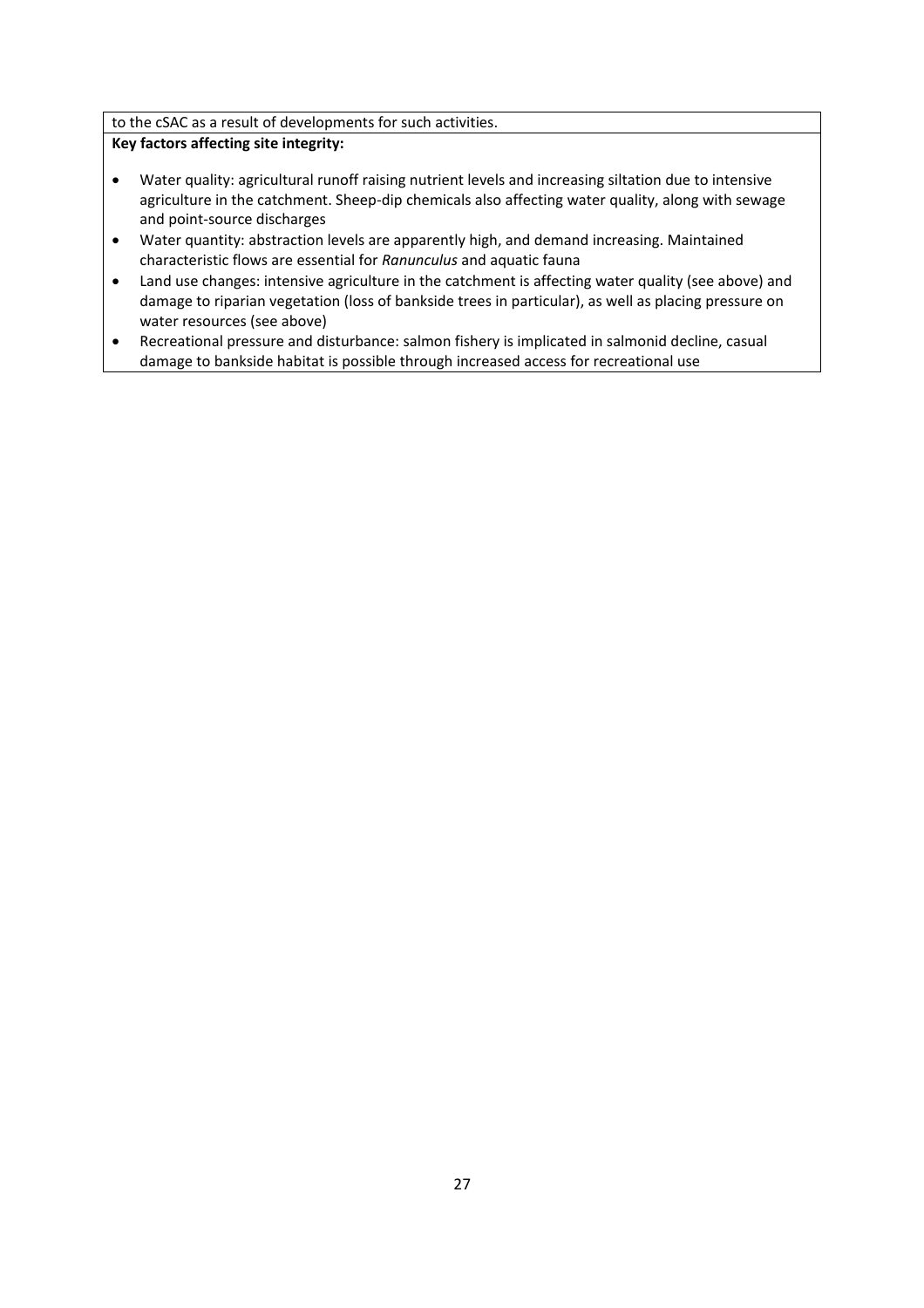to the cSAC as a result of developments for such activities.

**Key factors affecting site integrity:**

- Water quality: agricultural runoff raising nutrient levels and increasing siltation due to intensive agriculture in the catchment. Sheep-dip chemicals also affecting water quality, along with sewage and point-source discharges
- Water quantity: abstraction levels are apparently high, and demand increasing. Maintained characteristic flows are essential for *Ranunculus* and aquatic fauna
- Land use changes: intensive agriculture in the catchment is affecting water quality (see above) and damage to riparian vegetation (loss of bankside trees in particular), as well as placing pressure on water resources (see above)
- Recreational pressure and disturbance: salmon fishery is implicated in salmonid decline, casual damage to bankside habitat is possible through increased access for recreational use